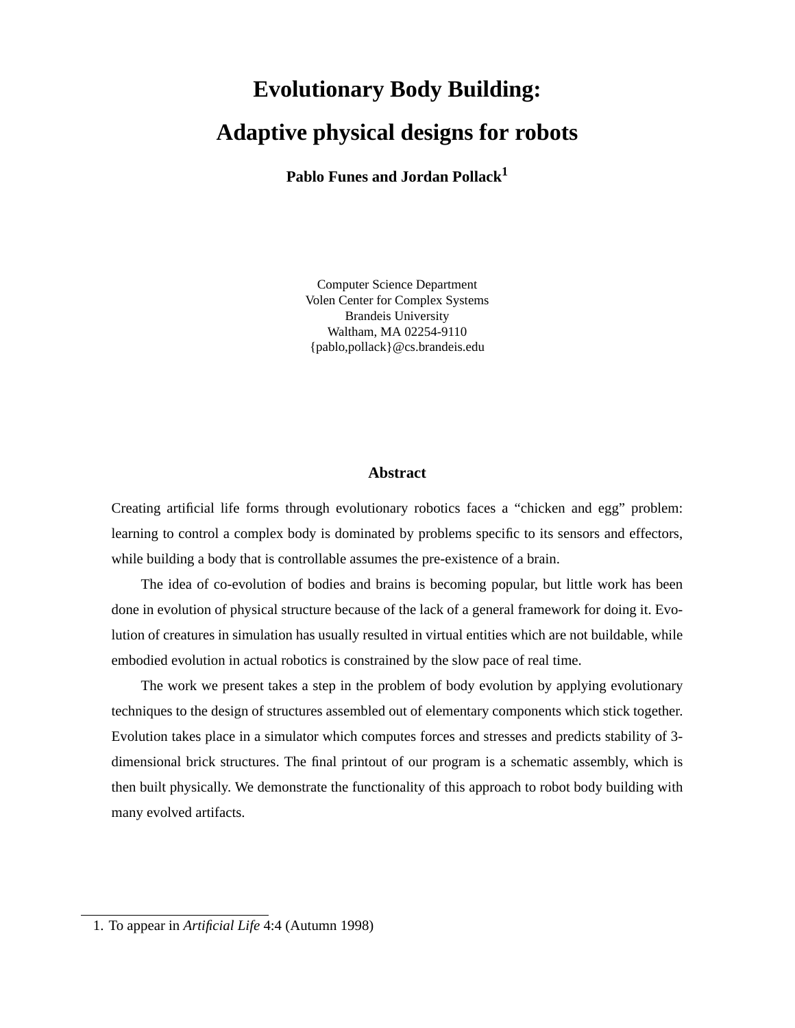# Evolutionary Body Building:

# Adaptive physical designs for robots

**Pablo Funes and Jordan Pollack[1]**

Computer Science Department
Volen Center for Complex Systems
Brandeis University
Waltham, MA 02254-9110
{pablo,pollack}@cs.brandeis.edu

## Abstract

Creating artificial life forms through evolutionary robotics faces a “chicken and egg” problem: learning to control a complex body is dominated by problems specific to its sensors and effectors, while building a body that is controllable assumes the pre-existence of a brain.

The idea of co-evolution of bodies and brains is becoming popular, but little work has been done in evolution of physical structure because of the lack of a general framework for doing it. Evolution of creatures in simulation has usually resulted in virtual entities which are not buildable, while embodied evolution in actual robotics is constrained by the slow pace of real time.

The work we present takes a step in the problem of body evolution by applying evolutionary techniques to the design of structures assembled out of elementary components which stick together. Evolution takes place in a simulator which computes forces and stresses and predicts stability of 3-dimensional brick structures. The final printout of our program is a schematic assembly, which is then built physically. We demonstrate the functionality of this approach to robot body building with many evolved artifacts.

1. To appear in *Artificial Life* 4:4 (Autumn 1998)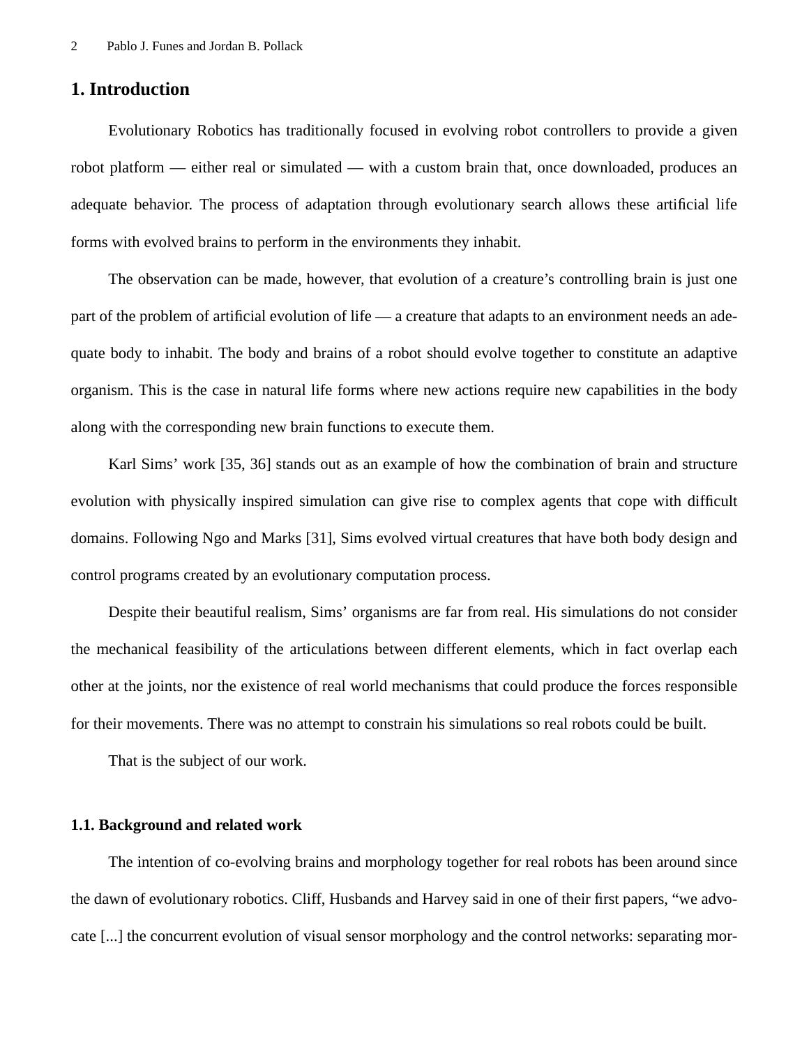## 1. Introduction

Evolutionary Robotics has traditionally focused in evolving robot controllers to provide a given robot platform — either real or simulated — with a custom brain that, once downloaded, produces an adequate behavior. The process of adaptation through evolutionary search allows these artificial life forms with evolved brains to perform in the environments they inhabit.

The observation can be made, however, that evolution of a creature's controlling brain is just one part of the problem of artificial evolution of life — a creature that adapts to an environment needs an adequate body to inhabit. The body and brains of a robot should evolve together to constitute an adaptive organism. This is the case in natural life forms where new actions require new capabilities in the body along with the corresponding new brain functions to execute them.

Karl Sims' work [35, 36] stands out as an example of how the combination of brain and structure evolution with physically inspired simulation can give rise to complex agents that cope with difficult domains. Following Ngo and Marks [31], Sims evolved virtual creatures that have both body design and control programs created by an evolutionary computation process.

Despite their beautiful realism, Sims' organisms are far from real. His simulations do not consider the mechanical feasibility of the articulations between different elements, which in fact overlap each other at the joints, nor the existence of real world mechanisms that could produce the forces responsible for their movements. There was no attempt to constrain his simulations so real robots could be built.

That is the subject of our work.

### 1.1. Background and related work

The intention of co-evolving brains and morphology together for real robots has been around since the dawn of evolutionary robotics. Cliff, Husbands and Harvey said in one of their first papers, "we advocate [...] the concurrent evolution of visual sensor morphology and the control networks: separating mor-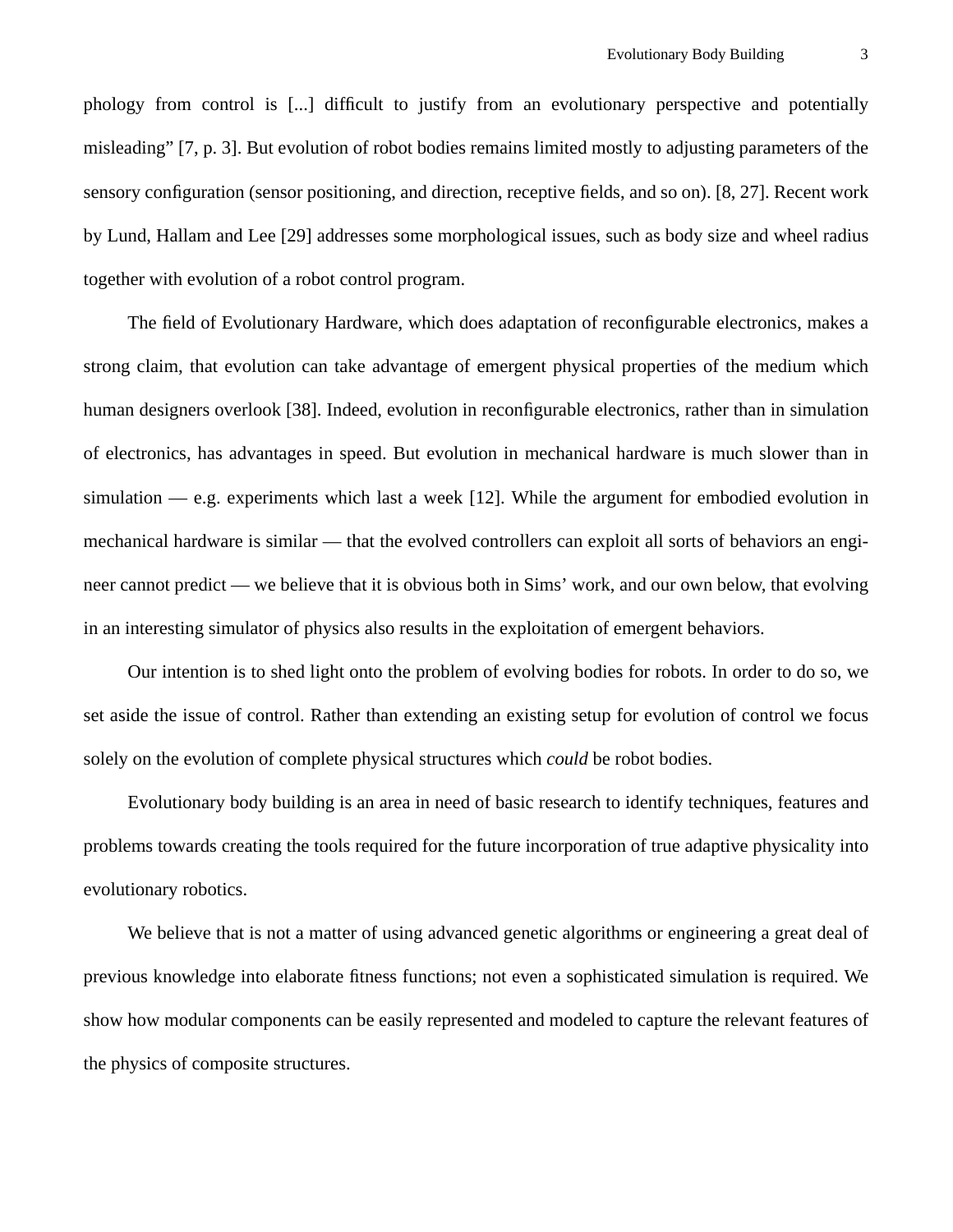phology from control is [...] difficult to justify from an evolutionary perspective and potentially misleading" [7, p. 3]. But evolution of robot bodies remains limited mostly to adjusting parameters of the sensory configuration (sensor positioning, and direction, receptive fields, and so on). [8, 27]. Recent work by Lund, Hallam and Lee [29] addresses some morphological issues, such as body size and wheel radius together with evolution of a robot control program.

The field of Evolutionary Hardware, which does adaptation of reconfigurable electronics, makes a strong claim, that evolution can take advantage of emergent physical properties of the medium which human designers overlook [38]. Indeed, evolution in reconfigurable electronics, rather than in simulation of electronics, has advantages in speed. But evolution in mechanical hardware is much slower than in simulation — e.g. experiments which last a week [12]. While the argument for embodied evolution in mechanical hardware is similar — that the evolved controllers can exploit all sorts of behaviors an engineer cannot predict — we believe that it is obvious both in Sims' work, and our own below, that evolving in an interesting simulator of physics also results in the exploitation of emergent behaviors.

Our intention is to shed light onto the problem of evolving bodies for robots. In order to do so, we set aside the issue of control. Rather than extending an existing setup for evolution of control we focus solely on the evolution of complete physical structures which *could* be robot bodies.

Evolutionary body building is an area in need of basic research to identify techniques, features and problems towards creating the tools required for the future incorporation of true adaptive physicality into evolutionary robotics.

We believe that is not a matter of using advanced genetic algorithms or engineering a great deal of previous knowledge into elaborate fitness functions; not even a sophisticated simulation is required. We show how modular components can be easily represented and modeled to capture the relevant features of the physics of composite structures.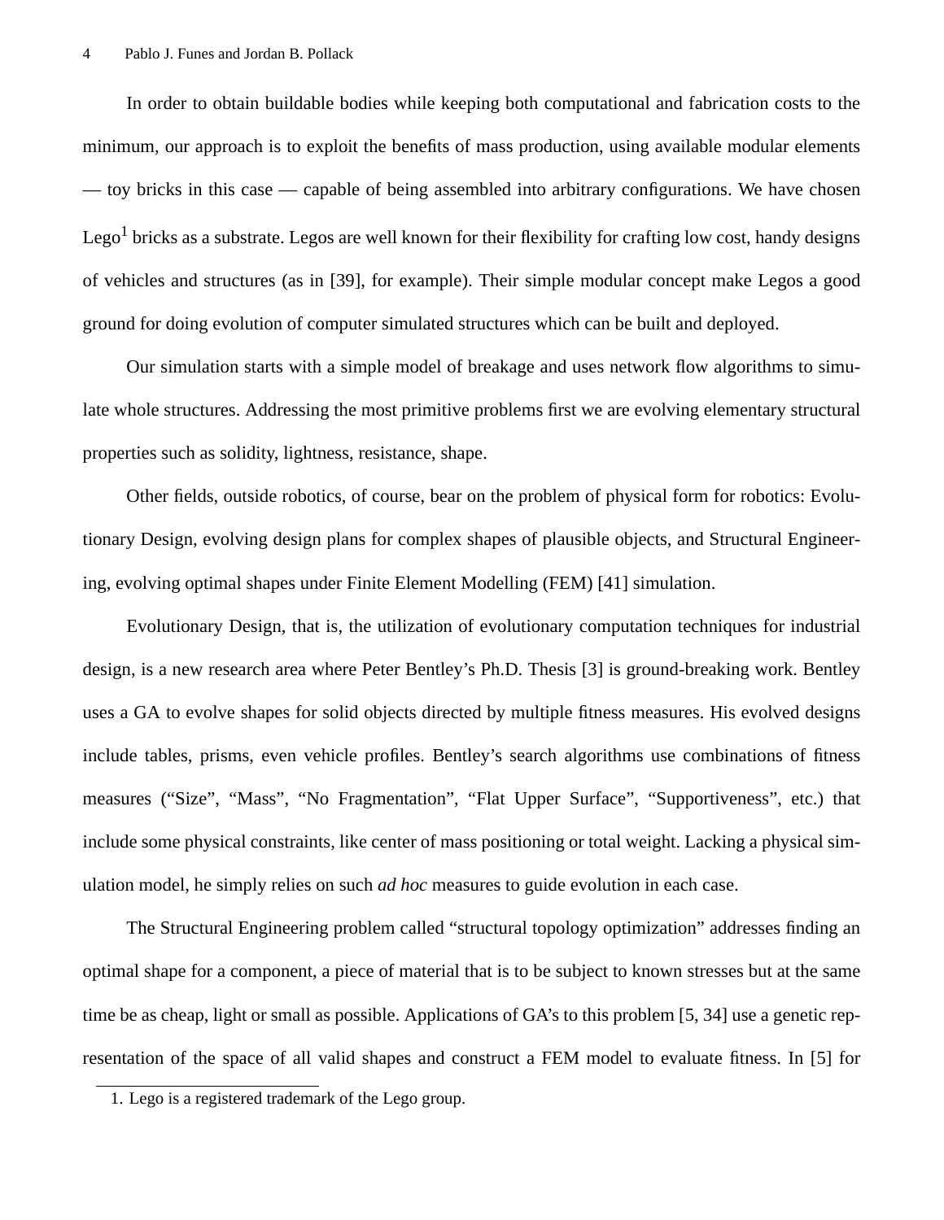In order to obtain buildable bodies while keeping both computational and fabrication costs to the minimum, our approach is to exploit the benefits of mass production, using available modular elements — toy bricks in this case — capable of being assembled into arbitrary configurations. We have chosen Lego[1] bricks as a substrate. Legos are well known for their flexibility for crafting low cost, handy designs of vehicles and structures (as in [39], for example). Their simple modular concept make Legos a good ground for doing evolution of computer simulated structures which can be built and deployed.

Our simulation starts with a simple model of breakage and uses network flow algorithms to simulate whole structures. Addressing the most primitive problems first we are evolving elementary structural properties such as solidity, lightness, resistance, shape.

Other fields, outside robotics, of course, bear on the problem of physical form for robotics: Evolutionary Design, evolving design plans for complex shapes of plausible objects, and Structural Engineering, evolving optimal shapes under Finite Element Modelling (FEM) [41] simulation.

Evolutionary Design, that is, the utilization of evolutionary computation techniques for industrial design, is a new research area where Peter Bentley's Ph.D. Thesis [3] is ground-breaking work. Bentley uses a GA to evolve shapes for solid objects directed by multiple fitness measures. His evolved designs include tables, prisms, even vehicle profiles. Bentley's search algorithms use combinations of fitness measures ("Size", "Mass", "No Fragmentation", "Flat Upper Surface", "Supportiveness", etc.) that include some physical constraints, like center of mass positioning or total weight. Lacking a physical simulation model, he simply relies on such *ad hoc* measures to guide evolution in each case.

The Structural Engineering problem called "structural topology optimization" addresses finding an optimal shape for a component, a piece of material that is to be subject to known stresses but at the same time be as cheap, light or small as possible. Applications of GA's to this problem [5, 34] use a genetic representation of the space of all valid shapes and construct a FEM model to evaluate fitness. In [5] for

1. Lego is a registered trademark of the Lego group.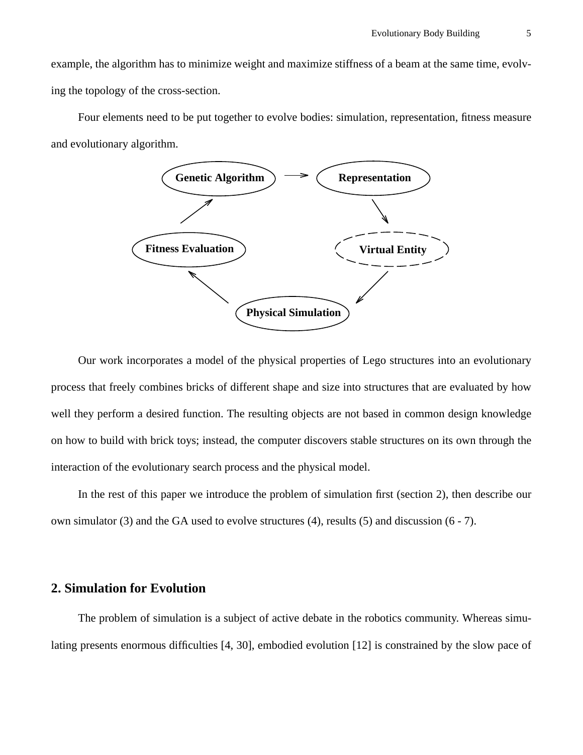example, the algorithm has to minimize weight and maximize stiffness of a beam at the same time, evolving the topology of the cross-section.

Four elements need to be put together to evolve bodies: simulation, representation, fitness measure and evolutionary algorithm.

Our work incorporates a model of the physical properties of Lego structures into an evolutionary process that freely combines bricks of different shape and size into structures that are evaluated by how well they perform a desired function. The resulting objects are not based in common design knowledge on how to build with brick toys; instead, the computer discovers stable structures on its own through the interaction of the evolutionary search process and the physical model.

In the rest of this paper we introduce the problem of simulation first (section 2), then describe our own simulator (3) and the GA used to evolve structures (4), results (5) and discussion (6 - 7).

## 2. Simulation for Evolution

The problem of simulation is a subject of active debate in the robotics community. Whereas simulating presents enormous difficulties [4, 30], embodied evolution [12] is constrained by the slow pace of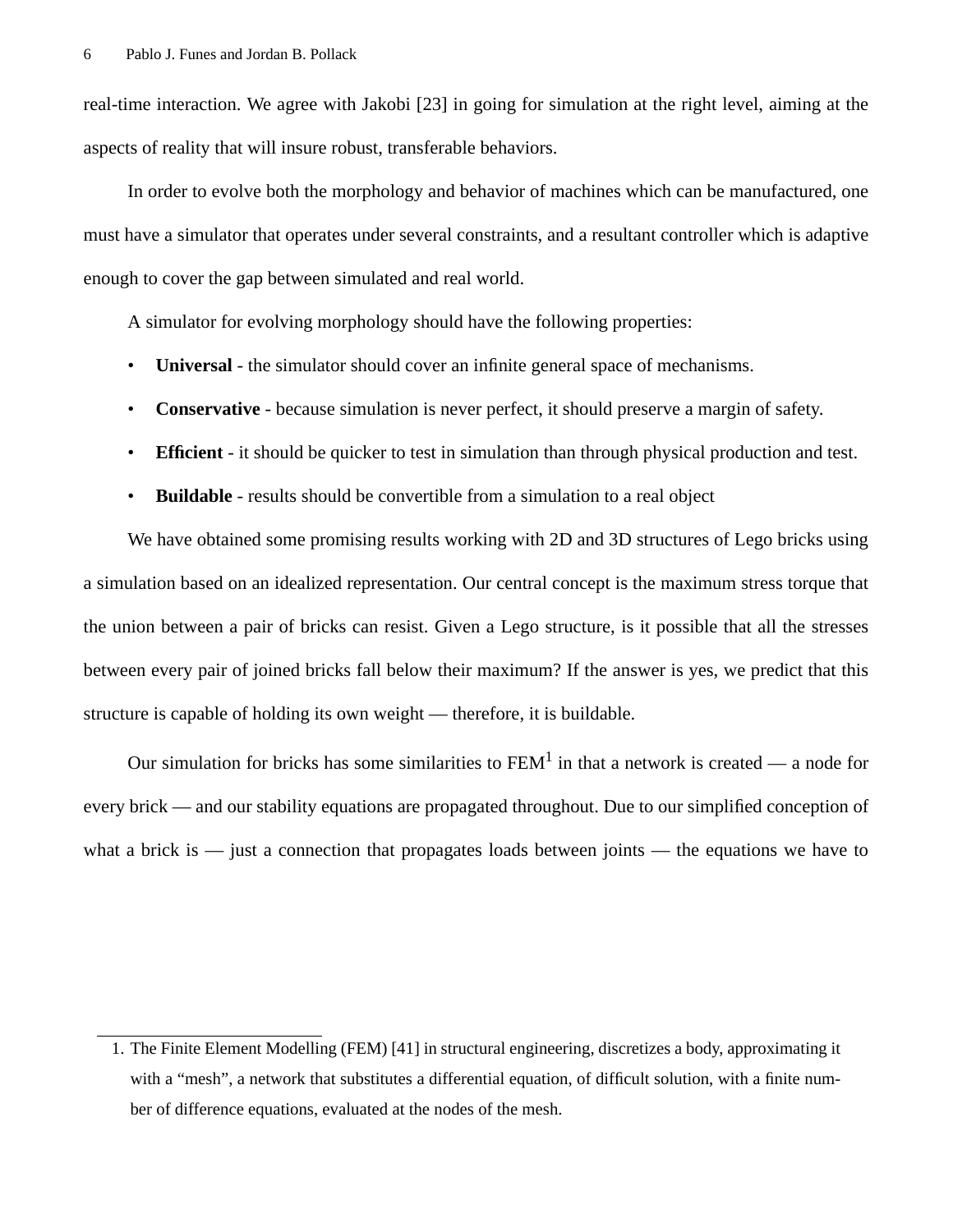real-time interaction. We agree with Jakobi [23] in going for simulation at the right level, aiming at the aspects of reality that will insure robust, transferable behaviors.

In order to evolve both the morphology and behavior of machines which can be manufactured, one must have a simulator that operates under several constraints, and a resultant controller which is adaptive enough to cover the gap between simulated and real world.

A simulator for evolving morphology should have the following properties:

- **Universal** - the simulator should cover an infinite general space of mechanisms.
- **Conservative** - because simulation is never perfect, it should preserve a margin of safety.
- **Efficient** - it should be quicker to test in simulation than through physical production and test.
- **Buildable** - results should be convertible from a simulation to a real object

We have obtained some promising results working with 2D and 3D structures of Lego bricks using a simulation based on an idealized representation. Our central concept is the maximum stress torque that the union between a pair of bricks can resist. Given a Lego structure, is it possible that all the stresses between every pair of joined bricks fall below their maximum? If the answer is yes, we predict that this structure is capable of holding its own weight — therefore, it is buildable.

Our simulation for bricks has some similarities to FEM[1] in that a network is created — a node for every brick — and our stability equations are propagated throughout. Due to our simplified conception of what a brick is — just a connection that propagates loads between joints — the equations we have to

1. The Finite Element Modelling (FEM) [41] in structural engineering, discretizes a body, approximating it with a "mesh", a network that substitutes a differential equation, of difficult solution, with a finite number of difference equations, evaluated at the nodes of the mesh.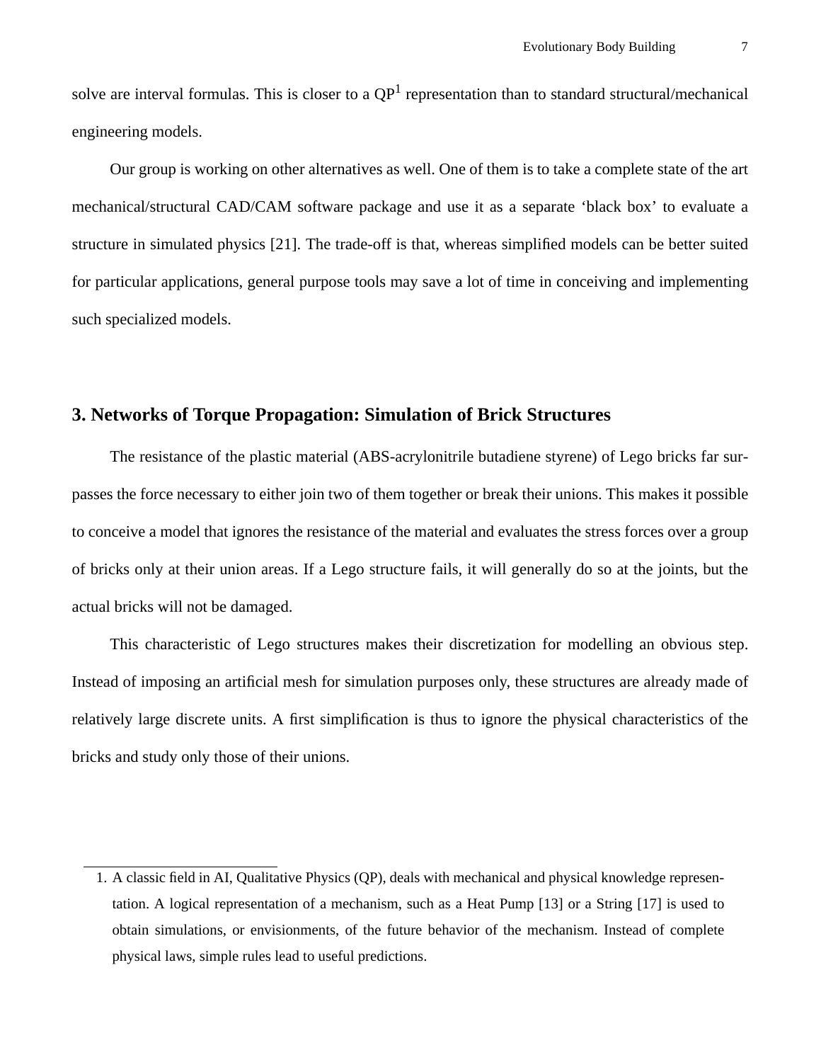solve are interval formulas. This is closer to a QP[1] representation than to standard structural/mechanical engineering models.

Our group is working on other alternatives as well. One of them is to take a complete state of the art mechanical/structural CAD/CAM software package and use it as a separate 'black box' to evaluate a structure in simulated physics [21]. The trade-off is that, whereas simplified models can be better suited for particular applications, general purpose tools may save a lot of time in conceiving and implementing such specialized models.

## 3. Networks of Torque Propagation: Simulation of Brick Structures

The resistance of the plastic material (ABS-acrylonitrile butadiene styrene) of Lego bricks far surpasses the force necessary to either join two of them together or break their unions. This makes it possible to conceive a model that ignores the resistance of the material and evaluates the stress forces over a group of bricks only at their union areas. If a Lego structure fails, it will generally do so at the joints, but the actual bricks will not be damaged.

This characteristic of Lego structures makes their discretization for modelling an obvious step. Instead of imposing an artificial mesh for simulation purposes only, these structures are already made of relatively large discrete units. A first simplification is thus to ignore the physical characteristics of the bricks and study only those of their unions.

---

1. A classic field in AI, Qualitative Physics (QP), deals with mechanical and physical knowledge representation. A logical representation of a mechanism, such as a Heat Pump [13] or a String [17] is used to obtain simulations, or envisionments, of the future behavior of the mechanism. Instead of complete physical laws, simple rules lead to useful predictions.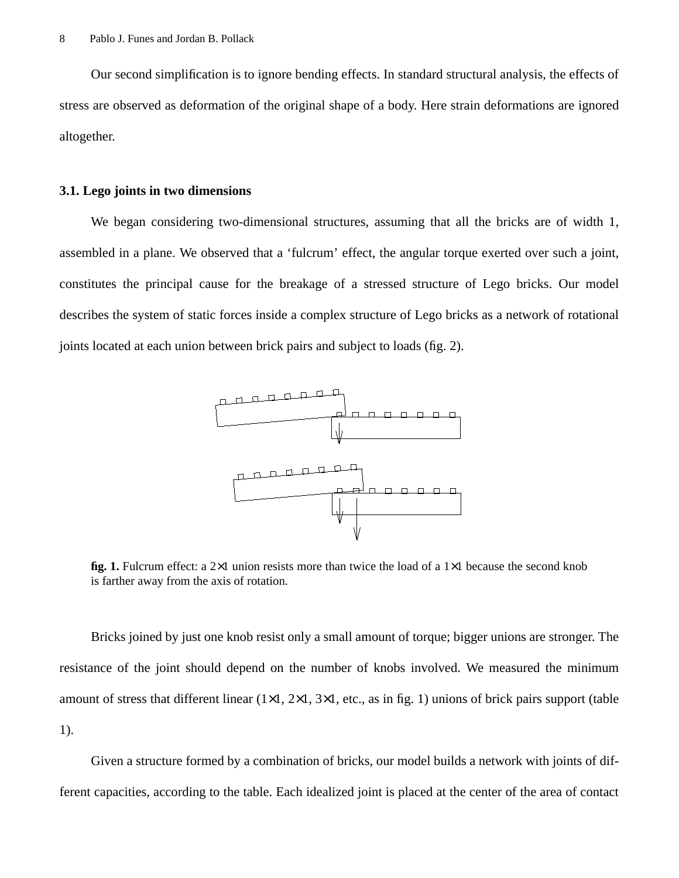Our second simplification is to ignore bending effects. In standard structural analysis, the effects of stress are observed as deformation of the original shape of a body. Here strain deformations are ignored altogether.

### 3.1. Lego joints in two dimensions

We began considering two-dimensional structures, assuming that all the bricks are of width 1, assembled in a plane. We observed that a 'fulcrum' effect, the angular torque exerted over such a joint, constitutes the principal cause for the breakage of a stressed structure of Lego bricks. Our model describes the system of static forces inside a complex structure of Lego bricks as a network of rotational joints located at each union between brick pairs and subject to loads (fig. 2).

**fig. 1.** Fulcrum effect: a 2×1 union resists more than twice the load of a 1×1 because the second knob is farther away from the axis of rotation.

Bricks joined by just one knob resist only a small amount of torque; bigger unions are stronger. The resistance of the joint should depend on the number of knobs involved. We measured the minimum amount of stress that different linear (1×1, 2×1, 3×1, etc., as in fig. 1) unions of brick pairs support (table 1).

Given a structure formed by a combination of bricks, our model builds a network with joints of different capacities, according to the table. Each idealized joint is placed at the center of the area of contact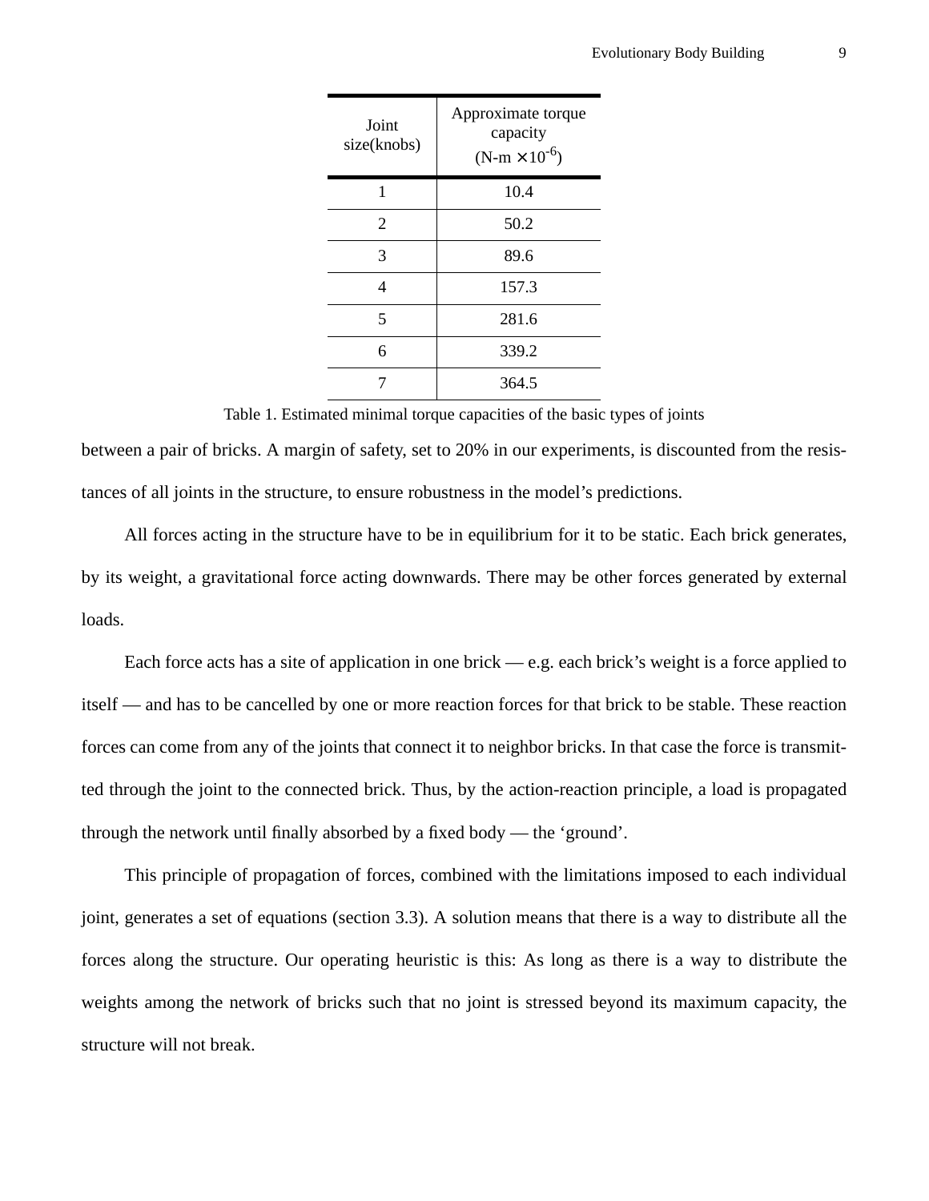| Joint size(knobs) | Approximate torque capacity (N-m $\times 10^{-6}$) |
|---|---|
| 1 | 10.4 |
| 2 | 50.2 |
| 3 | 89.6 |
| 4 | 157.3 |
| 5 | 281.6 |
| 6 | 339.2 |
| 7 | 364.5 |

Table 1. Estimated minimal torque capacities of the basic types of joints

between a pair of bricks. A margin of safety, set to 20% in our experiments, is discounted from the resistances of all joints in the structure, to ensure robustness in the model's predictions.

All forces acting in the structure have to be in equilibrium for it to be static. Each brick generates, by its weight, a gravitational force acting downwards. There may be other forces generated by external loads.

Each force acts has a site of application in one brick — e.g. each brick's weight is a force applied to itself — and has to be cancelled by one or more reaction forces for that brick to be stable. These reaction forces can come from any of the joints that connect it to neighbor bricks. In that case the force is transmitted through the joint to the connected brick. Thus, by the action-reaction principle, a load is propagated through the network until finally absorbed by a fixed body — the 'ground'.

This principle of propagation of forces, combined with the limitations imposed to each individual joint, generates a set of equations (section 3.3). A solution means that there is a way to distribute all the forces along the structure. Our operating heuristic is this: As long as there is a way to distribute the weights among the network of bricks such that no joint is stressed beyond its maximum capacity, the structure will not break.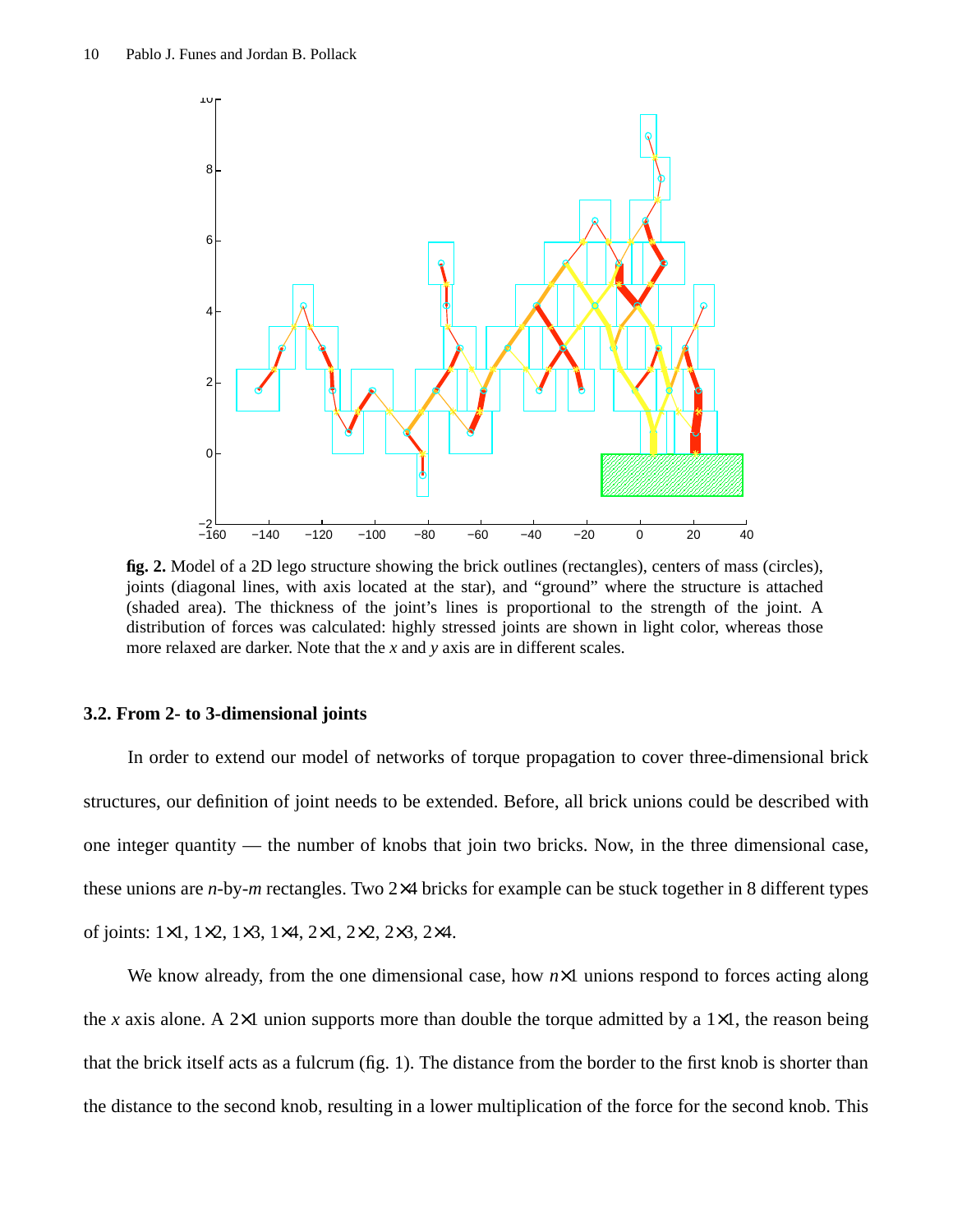**fig. 2.** Model of a 2D lego structure showing the brick outlines (rectangles), centers of mass (circles), joints (diagonal lines, with axis located at the star), and "ground" where the structure is attached (shaded area). The thickness of the joint's lines is proportional to the strength of the joint. A distribution of forces was calculated: highly stressed joints are shown in light color, whereas those more relaxed are darker. Note that the *x* and *y* axis are in different scales.

### 3.2. From 2- to 3-dimensional joints

In order to extend our model of networks of torque propagation to cover three-dimensional brick structures, our definition of joint needs to be extended. Before, all brick unions could be described with one integer quantity — the number of knobs that join two bricks. Now, in the three dimensional case, these unions are *n*-by-*m* rectangles. Two 2×4 bricks for example can be stuck together in 8 different types of joints: 1×1, 1×2, 1×3, 1×4, 2×1, 2×2, 2×3, 2×4.

We know already, from the one dimensional case, how *n*×1 unions respond to forces acting along the *x* axis alone. A 2×1 union supports more than double the torque admitted by a 1×1, the reason being that the brick itself acts as a fulcrum (fig. 1). The distance from the border to the first knob is shorter than the distance to the second knob, resulting in a lower multiplication of the force for the second knob. This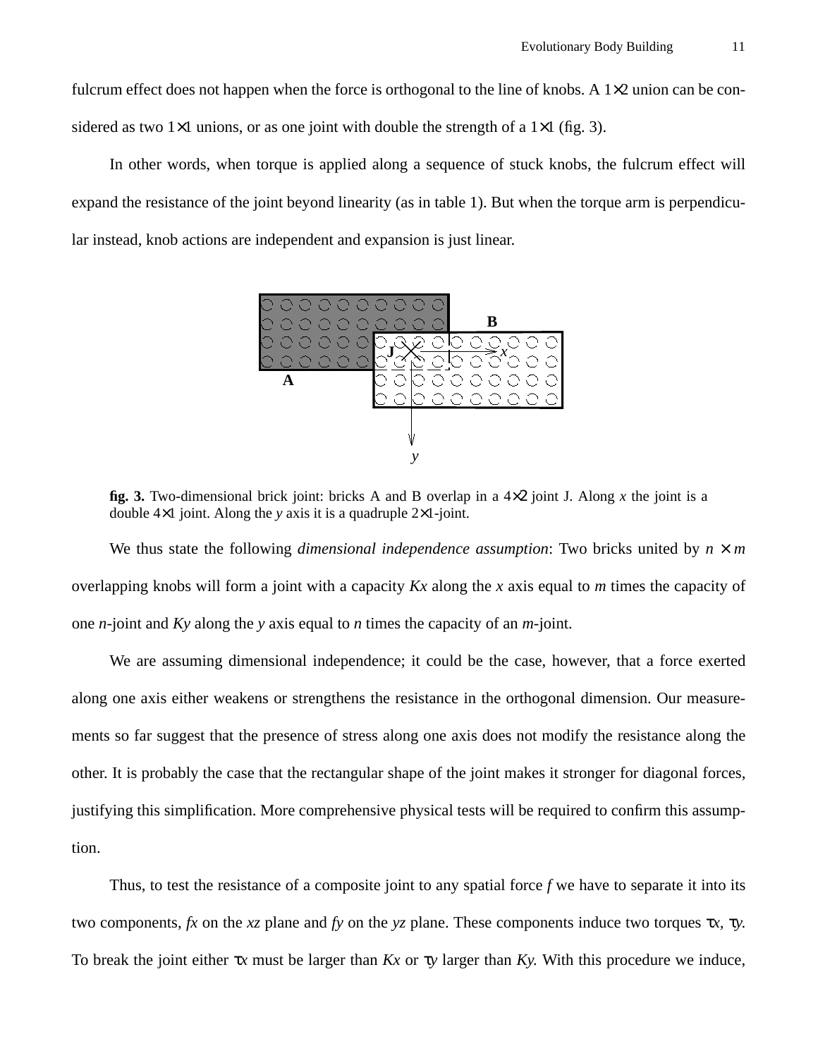fulcrum effect does not happen when the force is orthogonal to the line of knobs. A $1\times2$ union can be considered as two $1\times1$ unions, or as one joint with double the strength of a $1\times1$ (fig. 3).

In other words, when torque is applied along a sequence of stuck knobs, the fulcrum effect will expand the resistance of the joint beyond linearity (as in table 1). But when the torque arm is perpendicular instead, knob actions are independent and expansion is just linear.

**fig. 3.** Two-dimensional brick joint: bricks A and B overlap in a $4\times2$ joint J. Along $x$ the joint is a double $4\times1$ joint. Along the $y$ axis it is a quadruple $2\times1$-joint.

We thus state the following *dimensional independence assumption*: Two bricks united by $n \times m$ overlapping knobs will form a joint with a capacity $Kx$ along the $x$ axis equal to $m$ times the capacity of one $n$-joint and $Ky$ along the $y$ axis equal to $n$ times the capacity of an $m$-joint.

We are assuming dimensional independence; it could be the case, however, that a force exerted along one axis either weakens or strengthens the resistance in the orthogonal dimension. Our measurements so far suggest that the presence of stress along one axis does not modify the resistance along the other. It is probably the case that the rectangular shape of the joint makes it stronger for diagonal forces, justifying this simplification. More comprehensive physical tests will be required to confirm this assumption.

Thus, to test the resistance of a composite joint to any spatial force $f$ we have to separate it into its two components, $fx$ on the $xz$ plane and $fy$ on the $yz$ plane. These components induce two torques $\tau x$, $\tau y$. To break the joint either $\tau x$ must be larger than $Kx$ or $\tau y$ larger than $Ky$. With this procedure we induce,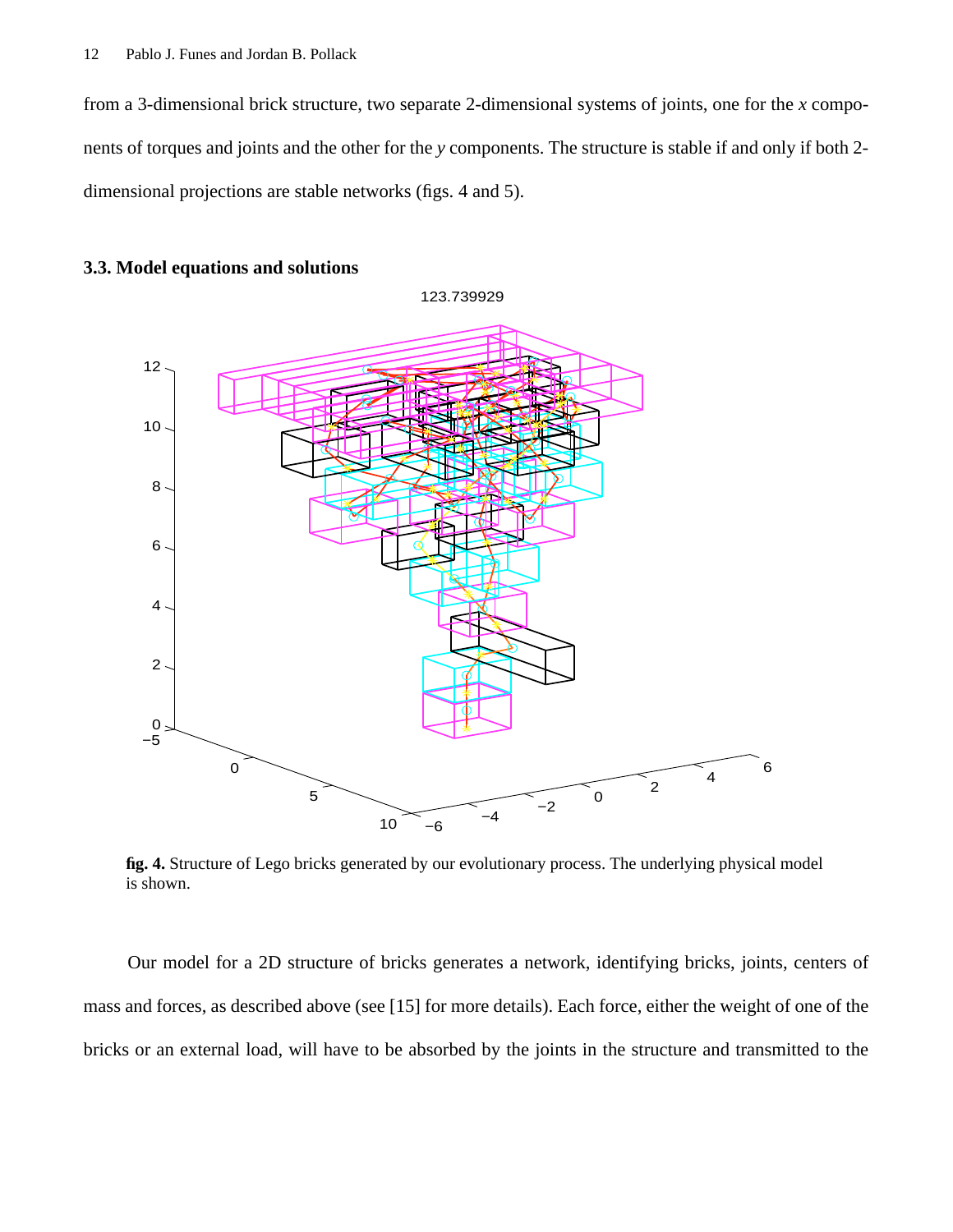from a 3-dimensional brick structure, two separate 2-dimensional systems of joints, one for the *x* components of torques and joints and the other for the *y* components. The structure is stable if and only if both 2-dimensional projections are stable networks (figs. 4 and 5).

### 3.3. Model equations and solutions

**fig. 4.** Structure of Lego bricks generated by our evolutionary process. The underlying physical model is shown.

Our model for a 2D structure of bricks generates a network, identifying bricks, joints, centers of mass and forces, as described above (see [15] for more details). Each force, either the weight of one of the bricks or an external load, will have to be absorbed by the joints in the structure and transmitted to the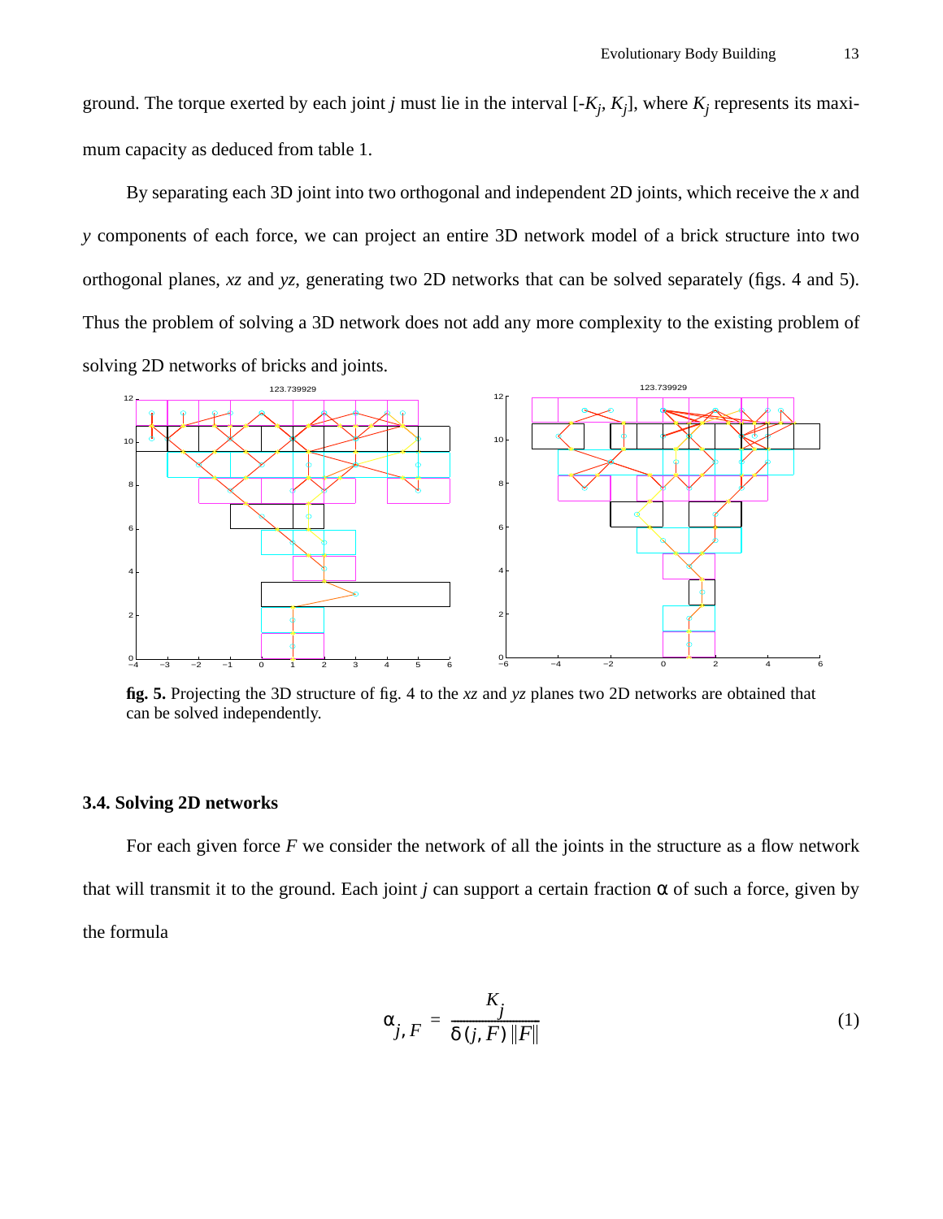ground. The torque exerted by each joint $j$ must lie in the interval $[-K_j, K_j]$, where $K_j$ represents its maximum capacity as deduced from table 1.

By separating each 3D joint into two orthogonal and independent 2D joints, which receive the $x$ and $y$ components of each force, we can project an entire 3D network model of a brick structure into two orthogonal planes, $xz$ and $yz$, generating two 2D networks that can be solved separately (figs. 4 and 5). Thus the problem of solving a 3D network does not add any more complexity to the existing problem of solving 2D networks of bricks and joints.

**fig. 5.** Projecting the 3D structure of fig. 4 to the $xz$ and $yz$ planes two 2D networks are obtained that can be solved independently.

### 3.4. Solving 2D networks

For each given force $F$ we consider the network of all the joints in the structure as a flow network that will transmit it to the ground. Each joint $j$ can support a certain fraction $\alpha$ of such a force, given by the formula

$$\alpha_{j,F} = \frac{K_j}{\delta(j,F)\,\|F\|} \tag{1}$$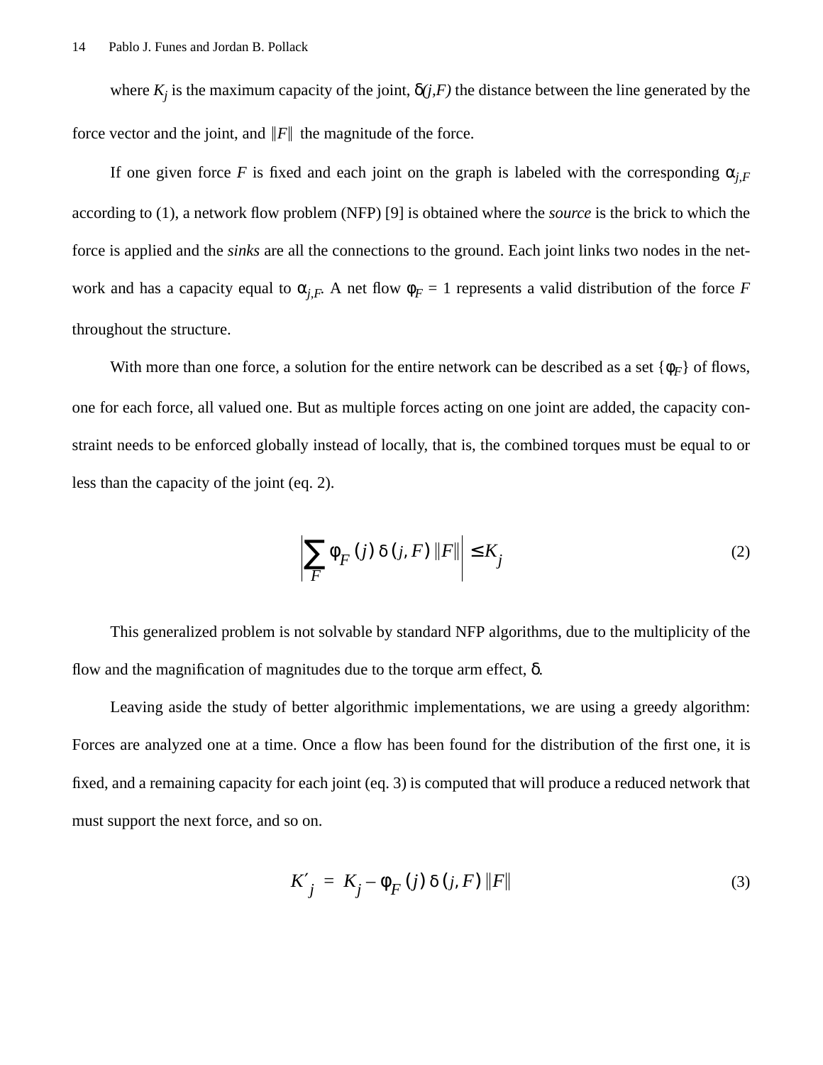where $K_j$ is the maximum capacity of the joint, $\delta(j,F)$ the distance between the line generated by the force vector and the joint, and $\|F\|$ the magnitude of the force.

If one given force $F$ is fixed and each joint on the graph is labeled with the corresponding $\alpha_{j,F}$ according to (1), a network flow problem (NFP) [9] is obtained where the *source* is the brick to which the force is applied and the *sinks* are all the connections to the ground. Each joint links two nodes in the network and has a capacity equal to $\alpha_{j,F}$. A net flow $\phi_F = 1$ represents a valid distribution of the force $F$ throughout the structure.

With more than one force, a solution for the entire network can be described as a set $\{\phi_F\}$ of flows, one for each force, all valued one. But as multiple forces acting on one joint are added, the capacity constraint needs to be enforced globally instead of locally, that is, the combined torques must be equal to or less than the capacity of the joint (eq. 2).

$$\left|\sum_F \phi_F(j)\,\delta(j,F)\,\|F\|\right| \leq K_j \tag{2}$$

This generalized problem is not solvable by standard NFP algorithms, due to the multiplicity of the flow and the magnification of magnitudes due to the torque arm effect, $\delta$.

Leaving aside the study of better algorithmic implementations, we are using a greedy algorithm: Forces are analyzed one at a time. Once a flow has been found for the distribution of the first one, it is fixed, and a remaining capacity for each joint (eq. 3) is computed that will produce a reduced network that must support the next force, and so on.

$$K'_j = K_j - \phi_F(j)\,\delta(j,F)\,\|F\| \tag{3}$$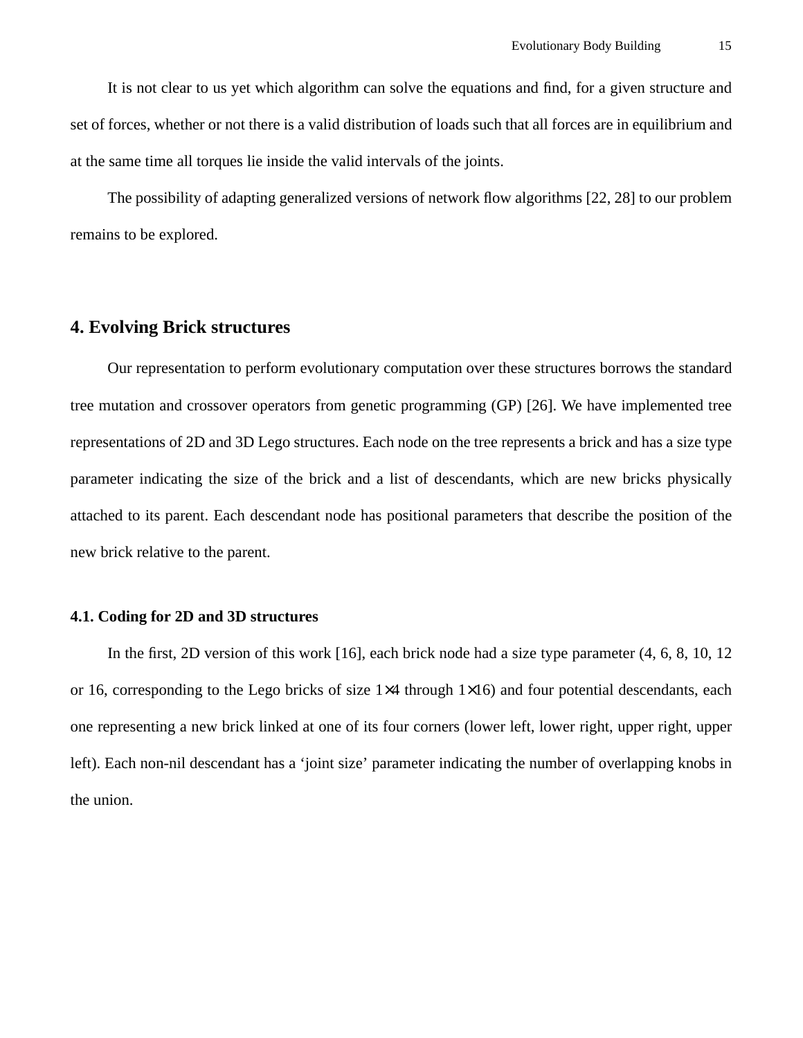It is not clear to us yet which algorithm can solve the equations and find, for a given structure and set of forces, whether or not there is a valid distribution of loads such that all forces are in equilibrium and at the same time all torques lie inside the valid intervals of the joints.

The possibility of adapting generalized versions of network flow algorithms [22, 28] to our problem remains to be explored.

## 4. Evolving Brick structures

Our representation to perform evolutionary computation over these structures borrows the standard tree mutation and crossover operators from genetic programming (GP) [26]. We have implemented tree representations of 2D and 3D Lego structures. Each node on the tree represents a brick and has a size type parameter indicating the size of the brick and a list of descendants, which are new bricks physically attached to its parent. Each descendant node has positional parameters that describe the position of the new brick relative to the parent.

### 4.1. Coding for 2D and 3D structures

In the first, 2D version of this work [16], each brick node had a size type parameter (4, 6, 8, 10, 12 or 16, corresponding to the Lego bricks of size $1 \times 4$ through $1 \times 16$) and four potential descendants, each one representing a new brick linked at one of its four corners (lower left, lower right, upper right, upper left). Each non-nil descendant has a ‘joint size’ parameter indicating the number of overlapping knobs in the union.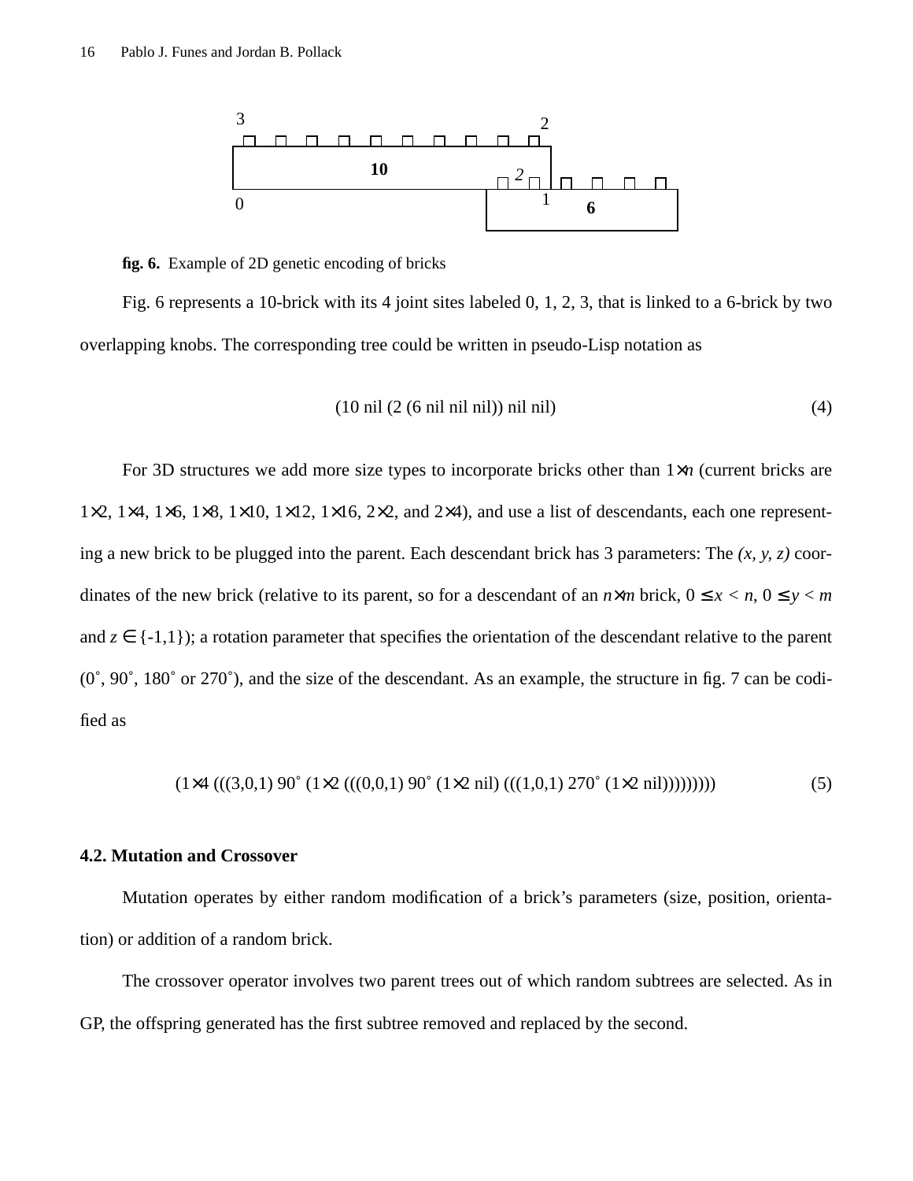**fig. 6.** Example of 2D genetic encoding of bricks

Fig. 6 represents a 10-brick with its 4 joint sites labeled 0, 1, 2, 3, that is linked to a 6-brick by two overlapping knobs. The corresponding tree could be written in pseudo-Lisp notation as

$$\text{(10 nil (2 (6 nil nil nil)) nil nil)} \tag{4}$$

For 3D structures we add more size types to incorporate bricks other than $1\times n$ (current bricks are $1\times2$, $1\times4$, $1\times6$, $1\times8$, $1\times10$, $1\times12$, $1\times16$, $2\times2$, and $2\times4$), and use a list of descendants, each one representing a new brick to be plugged into the parent. Each descendant brick has 3 parameters: The *(x, y, z)* coordinates of the new brick (relative to its parent, so for a descendant of an $n\times m$ brick, $0 \le x < n$, $0 \le y < m$ and $z \in \{-1,1\}$); a rotation parameter that specifies the orientation of the descendant relative to the parent (0˚, 90˚, 180˚ or 270˚), and the size of the descendant. As an example, the structure in fig. 7 can be codified as

$$(1\times4\ (((3,0,1)\ 90^\circ\ (1\times2\ (((0,0,1)\ 90^\circ\ (1\times2\ \text{nil})\ (((1,0,1)\ 270^\circ\ (1\times2\ \text{nil}))))))))) \tag{5}$$

### 4.2. Mutation and Crossover

Mutation operates by either random modification of a brick's parameters (size, position, orientation) or addition of a random brick.

The crossover operator involves two parent trees out of which random subtrees are selected. As in GP, the offspring generated has the first subtree removed and replaced by the second.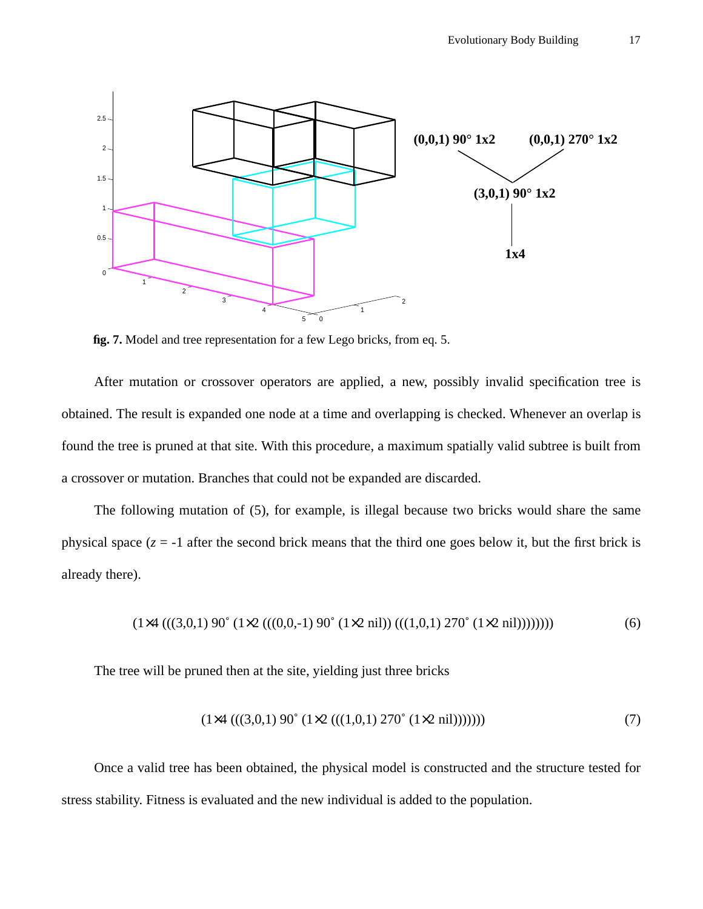**fig. 7.** Model and tree representation for a few Lego bricks, from eq. 5.

After mutation or crossover operators are applied, a new, possibly invalid specification tree is obtained. The result is expanded one node at a time and overlapping is checked. Whenever an overlap is found the tree is pruned at that site. With this procedure, a maximum spatially valid subtree is built from a crossover or mutation. Branches that could not be expanded are discarded.

The following mutation of (5), for example, is illegal because two bricks would share the same physical space ($z$ = -1 after the second brick means that the third one goes below it, but the first brick is already there).

$$(1{\times}4\ (((3,0,1)\ 90^{\circ}\ (1{\times}2\ (((0,0,\text{-}1)\ 90^{\circ}\ (1{\times}2\ \text{nil}))\ (((1,0,1)\ 270^{\circ}\ (1{\times}2\ \text{nil}))))))) \tag{6}$$

The tree will be pruned then at the site, yielding just three bricks

$$(1{\times}4\ (((3,0,1)\ 90^{\circ}\ (1{\times}2\ (((1,0,1)\ 270^{\circ}\ (1{\times}2\ \text{nil})))))) \tag{7}$$

Once a valid tree has been obtained, the physical model is constructed and the structure tested for stress stability. Fitness is evaluated and the new individual is added to the population.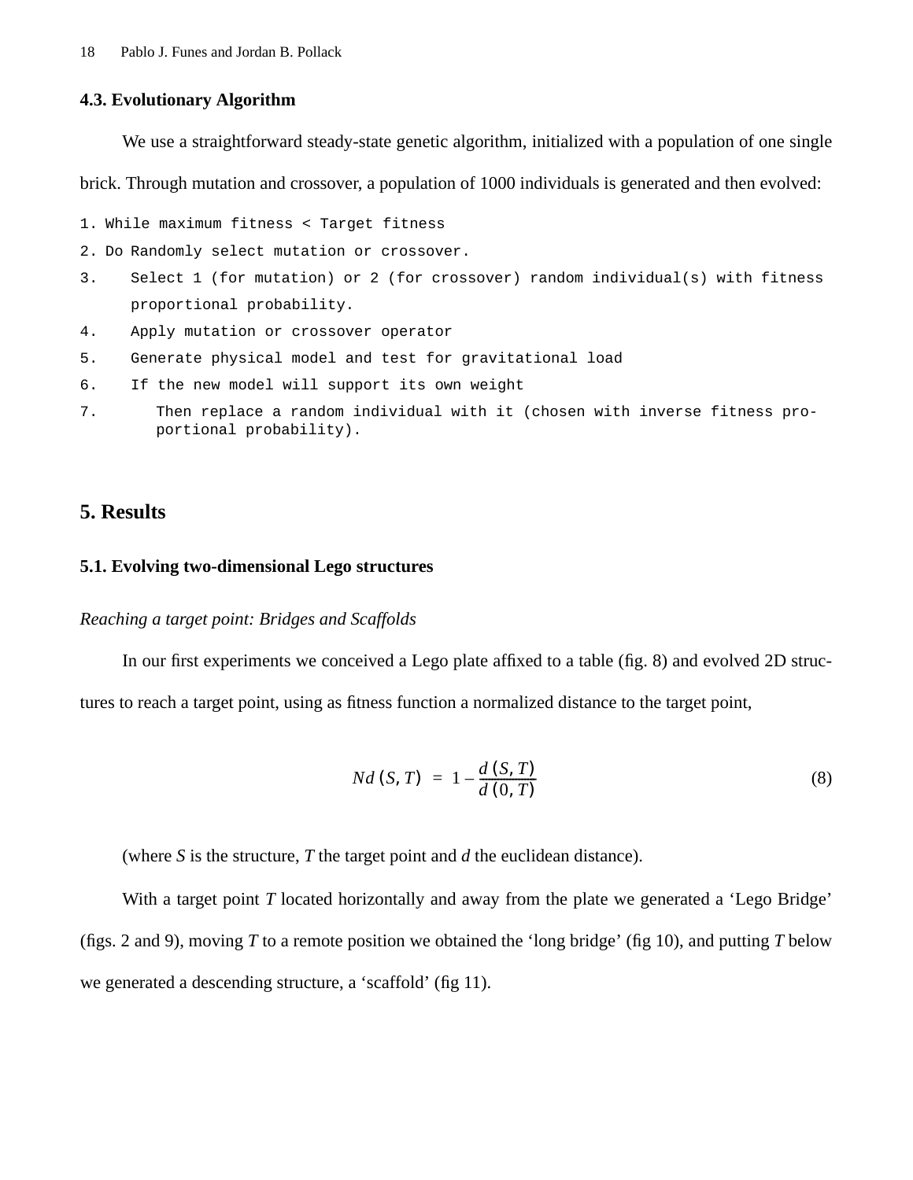### 4.3. Evolutionary Algorithm

We use a straightforward steady-state genetic algorithm, initialized with a population of one single brick. Through mutation and crossover, a population of 1000 individuals is generated and then evolved:

```
1. While maximum fitness < Target fitness
2. Do Randomly select mutation or crossover.
3.    Select 1 (for mutation) or 2 (for crossover) random individual(s) with fitness
      proportional probability.
4.    Apply mutation or crossover operator
5.    Generate physical model and test for gravitational load
6.    If the new model will support its own weight
7.       Then replace a random individual with it (chosen with inverse fitness pro-
         portional probability).
```

## 5. Results

### 5.1. Evolving two-dimensional Lego structures

*Reaching a target point: Bridges and Scaffolds*

In our first experiments we conceived a Lego plate affixed to a table (fig. 8) and evolved 2D structures to reach a target point, using as fitness function a normalized distance to the target point,

$$Nd(S, T) = 1 - \frac{d(S, T)}{d(0, T)} \tag{8}$$

(where *S* is the structure, *T* the target point and *d* the euclidean distance).

With a target point *T* located horizontally and away from the plate we generated a 'Lego Bridge' (figs. 2 and 9), moving *T* to a remote position we obtained the 'long bridge' (fig 10), and putting *T* below we generated a descending structure, a 'scaffold' (fig 11).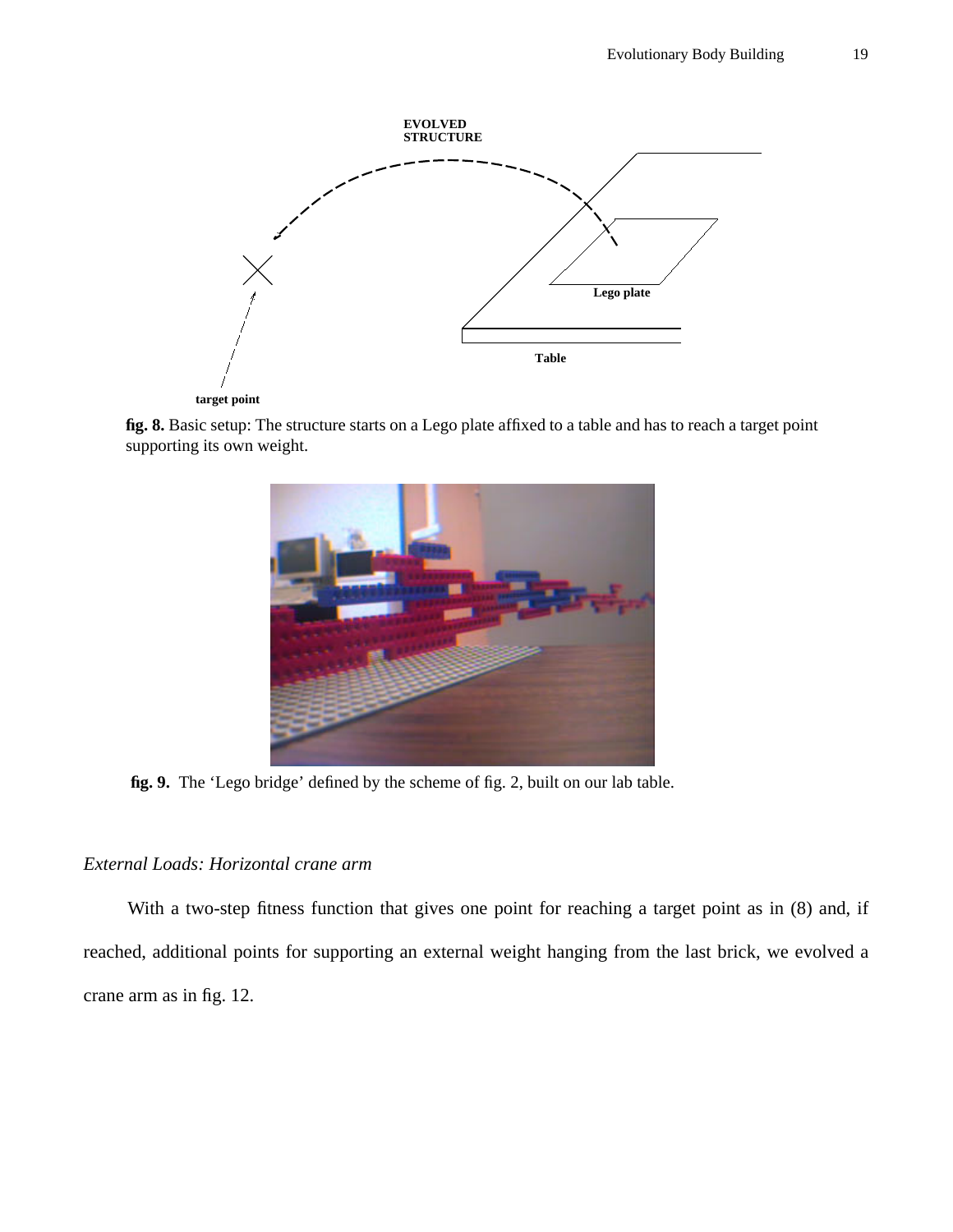EVOLVED STRUCTURE

Lego plate

Table

target point

**fig. 8.** Basic setup: The structure starts on a Lego plate affixed to a table and has to reach a target point supporting its own weight.

**fig. 9.** The 'Lego bridge' defined by the scheme of fig. 2, built on our lab table.

*External Loads: Horizontal crane arm*

With a two-step fitness function that gives one point for reaching a target point as in (8) and, if reached, additional points for supporting an external weight hanging from the last brick, we evolved a crane arm as in fig. 12.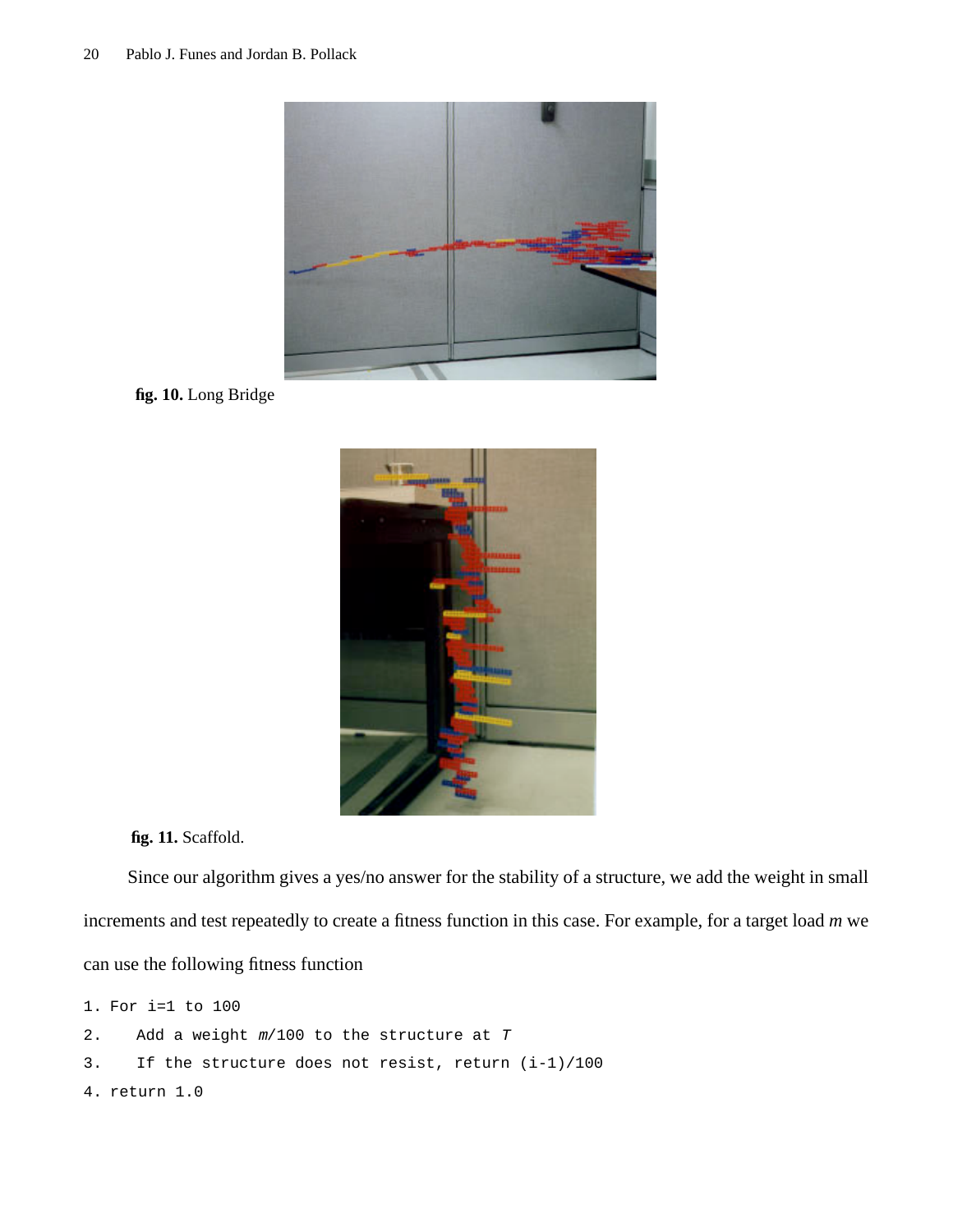**fig. 10.** Long Bridge

**fig. 11.** Scaffold.

Since our algorithm gives a yes/no answer for the stability of a structure, we add the weight in small increments and test repeatedly to create a fitness function in this case. For example, for a target load $m$ we can use the following fitness function

```
1. For i=1 to 100
2.    Add a weight m/100 to the structure at T
3.    If the structure does not resist, return (i-1)/100
4. return 1.0
```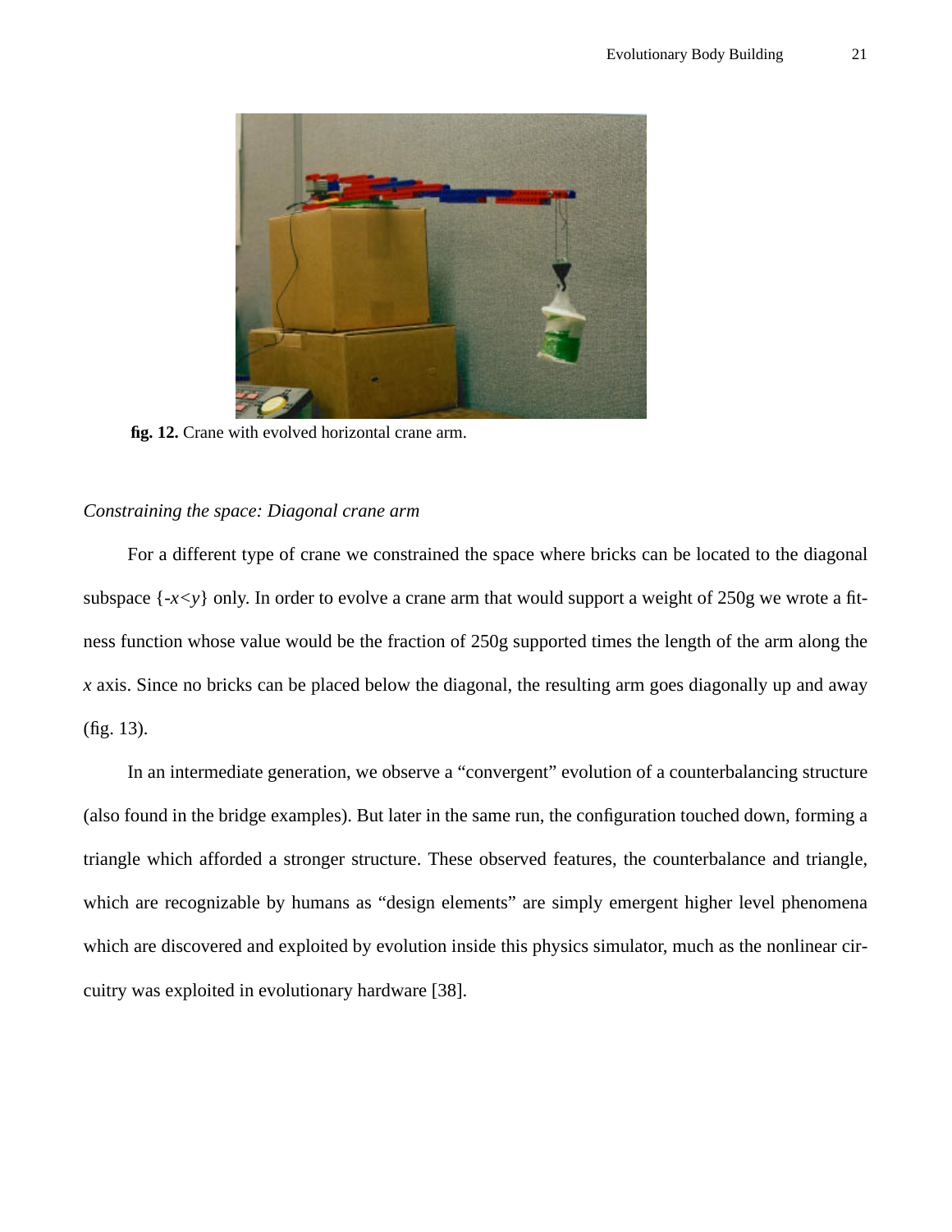**fig. 12.** Crane with evolved horizontal crane arm.

*Constraining the space: Diagonal crane arm*

For a different type of crane we constrained the space where bricks can be located to the diagonal subspace $\{-x<y\}$ only. In order to evolve a crane arm that would support a weight of 250g we wrote a fitness function whose value would be the fraction of 250g supported times the length of the arm along the $x$ axis. Since no bricks can be placed below the diagonal, the resulting arm goes diagonally up and away (fig. 13).

In an intermediate generation, we observe a “convergent” evolution of a counterbalancing structure (also found in the bridge examples). But later in the same run, the configuration touched down, forming a triangle which afforded a stronger structure. These observed features, the counterbalance and triangle, which are recognizable by humans as “design elements” are simply emergent higher level phenomena which are discovered and exploited by evolution inside this physics simulator, much as the nonlinear circuitry was exploited in evolutionary hardware [38].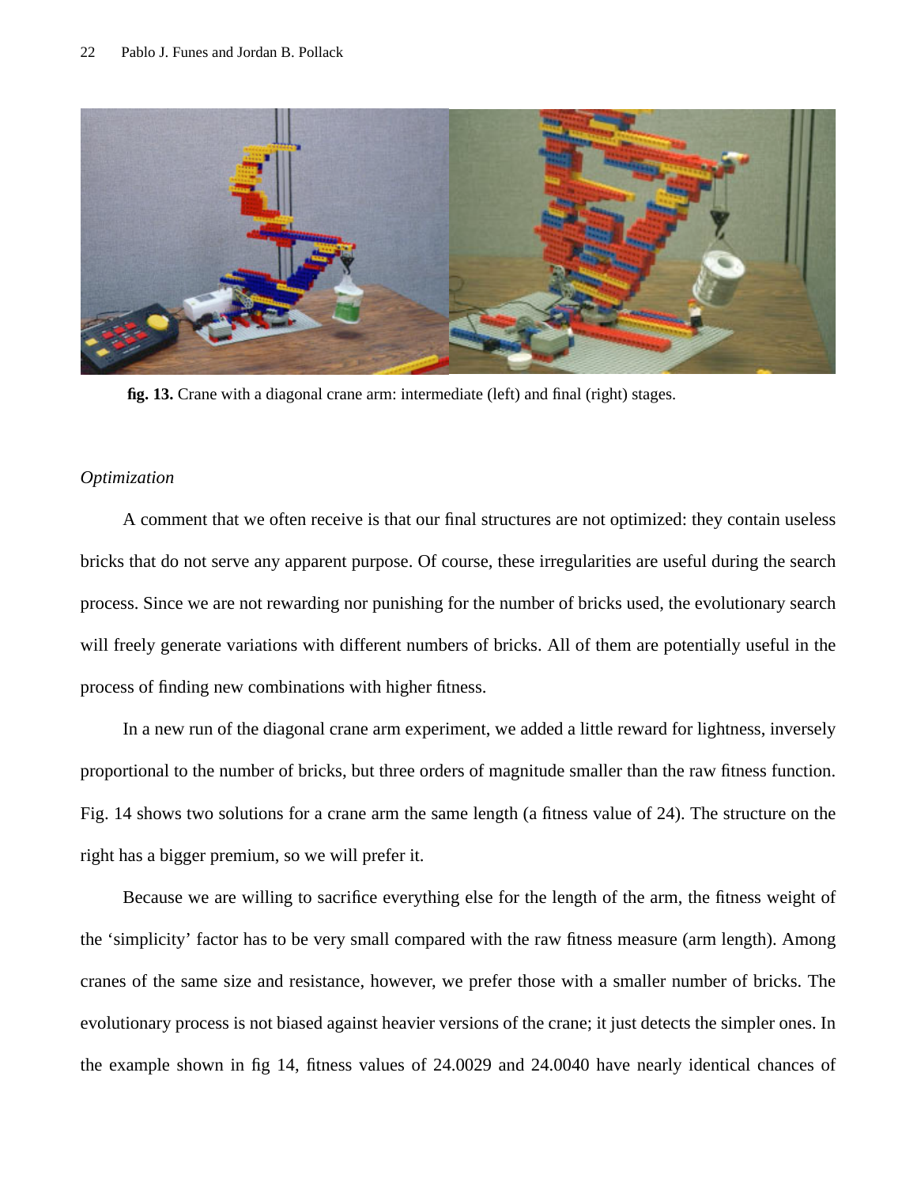**fig. 13.** Crane with a diagonal crane arm: intermediate (left) and final (right) stages.

*Optimization*

A comment that we often receive is that our final structures are not optimized: they contain useless bricks that do not serve any apparent purpose. Of course, these irregularities are useful during the search process. Since we are not rewarding nor punishing for the number of bricks used, the evolutionary search will freely generate variations with different numbers of bricks. All of them are potentially useful in the process of finding new combinations with higher fitness.

In a new run of the diagonal crane arm experiment, we added a little reward for lightness, inversely proportional to the number of bricks, but three orders of magnitude smaller than the raw fitness function. Fig. 14 shows two solutions for a crane arm the same length (a fitness value of 24). The structure on the right has a bigger premium, so we will prefer it.

Because we are willing to sacrifice everything else for the length of the arm, the fitness weight of the 'simplicity' factor has to be very small compared with the raw fitness measure (arm length). Among cranes of the same size and resistance, however, we prefer those with a smaller number of bricks. The evolutionary process is not biased against heavier versions of the crane; it just detects the simpler ones. In the example shown in fig 14, fitness values of 24.0029 and 24.0040 have nearly identical chances of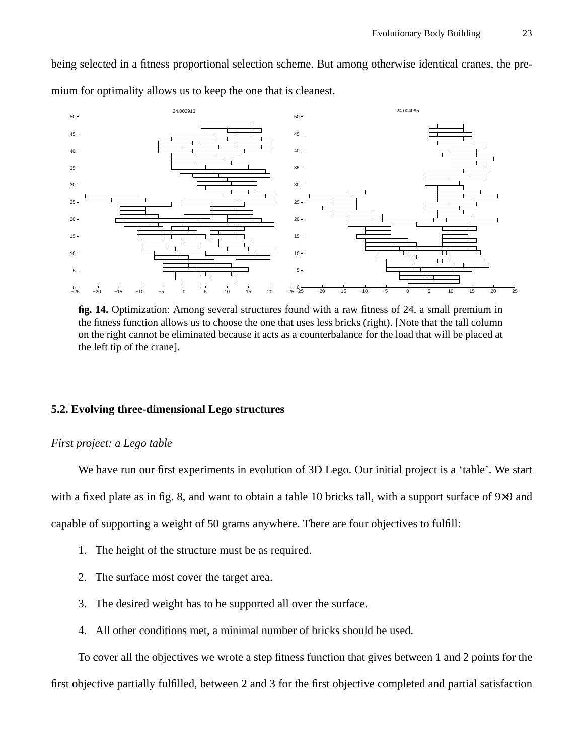being selected in a fitness proportional selection scheme. But among otherwise identical cranes, the premium for optimality allows us to keep the one that is cleanest.

**fig. 14.** Optimization: Among several structures found with a raw fitness of 24, a small premium in the fitness function allows us to choose the one that uses less bricks (right). [Note that the tall column on the right cannot be eliminated because it acts as a counterbalance for the load that will be placed at the left tip of the crane].

### 5.2. Evolving three-dimensional Lego structures

*First project: a Lego table*

We have run our first experiments in evolution of 3D Lego. Our initial project is a ‘table’. We start with a fixed plate as in fig. 8, and want to obtain a table 10 bricks tall, with a support surface of 9×9 and capable of supporting a weight of 50 grams anywhere. There are four objectives to fulfill:

1. The height of the structure must be as required.
2. The surface most cover the target area.
3. The desired weight has to be supported all over the surface.
4. All other conditions met, a minimal number of bricks should be used.

To cover all the objectives we wrote a step fitness function that gives between 1 and 2 points for the first objective partially fulfilled, between 2 and 3 for the first objective completed and partial satisfaction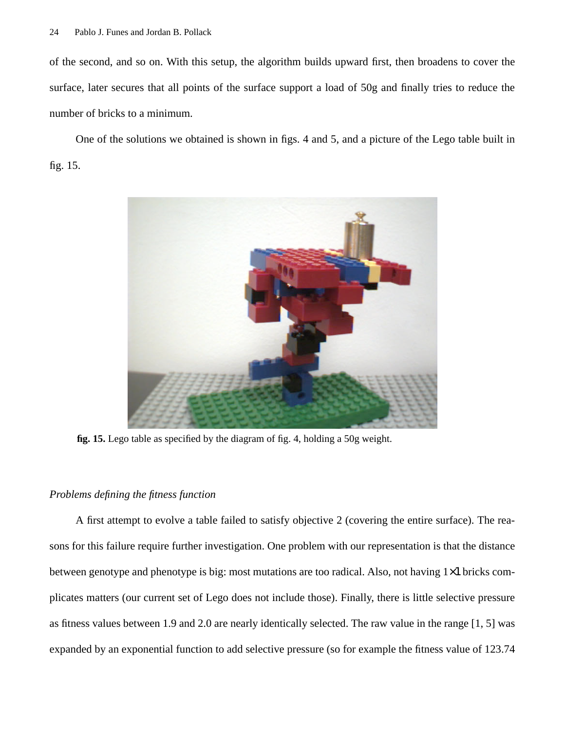of the second, and so on. With this setup, the algorithm builds upward first, then broadens to cover the surface, later secures that all points of the surface support a load of 50g and finally tries to reduce the number of bricks to a minimum.

One of the solutions we obtained is shown in figs. 4 and 5, and a picture of the Lego table built in fig. 15.

**fig. 15.** Lego table as specified by the diagram of fig. 4, holding a 50g weight.

*Problems defining the fitness function*

A first attempt to evolve a table failed to satisfy objective 2 (covering the entire surface). The reasons for this failure require further investigation. One problem with our representation is that the distance between genotype and phenotype is big: most mutations are too radical. Also, not having $1 \times 1$ bricks complicates matters (our current set of Lego does not include those). Finally, there is little selective pressure as fitness values between 1.9 and 2.0 are nearly identically selected. The raw value in the range [1, 5] was expanded by an exponential function to add selective pressure (so for example the fitness value of 123.74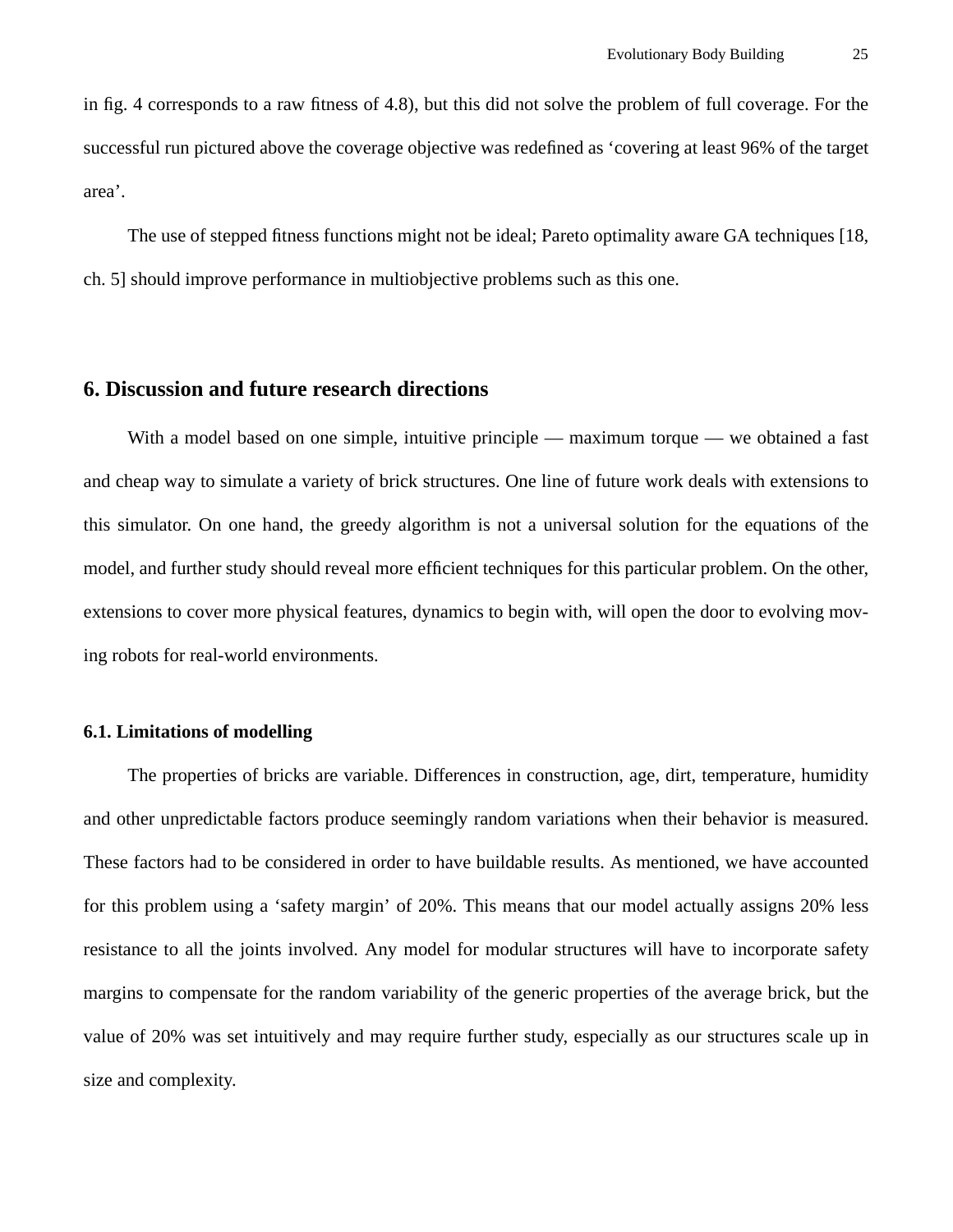in fig. 4 corresponds to a raw fitness of 4.8), but this did not solve the problem of full coverage. For the successful run pictured above the coverage objective was redefined as ‘covering at least 96% of the target area’.

The use of stepped fitness functions might not be ideal; Pareto optimality aware GA techniques [18, ch. 5] should improve performance in multiobjective problems such as this one.

## 6. Discussion and future research directions

With a model based on one simple, intuitive principle — maximum torque — we obtained a fast and cheap way to simulate a variety of brick structures. One line of future work deals with extensions to this simulator. On one hand, the greedy algorithm is not a universal solution for the equations of the model, and further study should reveal more efficient techniques for this particular problem. On the other, extensions to cover more physical features, dynamics to begin with, will open the door to evolving moving robots for real-world environments.

### 6.1. Limitations of modelling

The properties of bricks are variable. Differences in construction, age, dirt, temperature, humidity and other unpredictable factors produce seemingly random variations when their behavior is measured. These factors had to be considered in order to have buildable results. As mentioned, we have accounted for this problem using a ‘safety margin’ of 20%. This means that our model actually assigns 20% less resistance to all the joints involved. Any model for modular structures will have to incorporate safety margins to compensate for the random variability of the generic properties of the average brick, but the value of 20% was set intuitively and may require further study, especially as our structures scale up in size and complexity.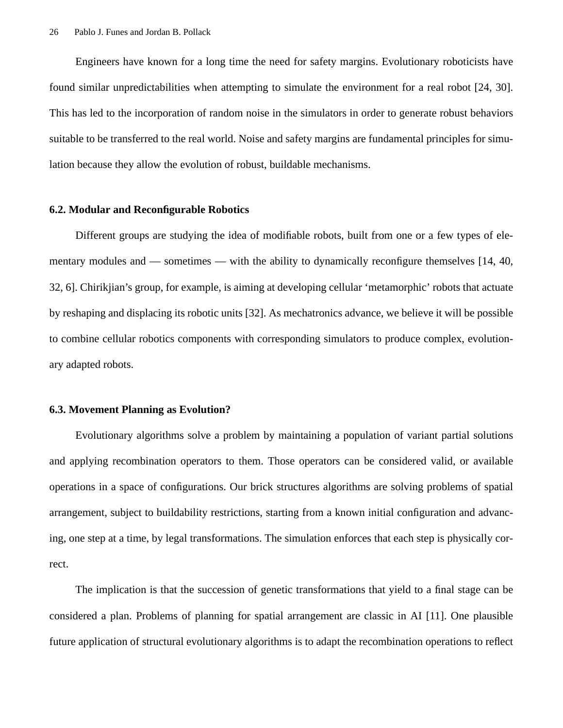Engineers have known for a long time the need for safety margins. Evolutionary roboticists have found similar unpredictabilities when attempting to simulate the environment for a real robot [24, 30]. This has led to the incorporation of random noise in the simulators in order to generate robust behaviors suitable to be transferred to the real world. Noise and safety margins are fundamental principles for simulation because they allow the evolution of robust, buildable mechanisms.

### 6.2. Modular and Reconfigurable Robotics

Different groups are studying the idea of modifiable robots, built from one or a few types of elementary modules and — sometimes — with the ability to dynamically reconfigure themselves [14, 40, 32, 6]. Chirikjian's group, for example, is aiming at developing cellular 'metamorphic' robots that actuate by reshaping and displacing its robotic units [32]. As mechatronics advance, we believe it will be possible to combine cellular robotics components with corresponding simulators to produce complex, evolutionary adapted robots.

### 6.3. Movement Planning as Evolution?

Evolutionary algorithms solve a problem by maintaining a population of variant partial solutions and applying recombination operators to them. Those operators can be considered valid, or available operations in a space of configurations. Our brick structures algorithms are solving problems of spatial arrangement, subject to buildability restrictions, starting from a known initial configuration and advancing, one step at a time, by legal transformations. The simulation enforces that each step is physically correct.

The implication is that the succession of genetic transformations that yield to a final stage can be considered a plan. Problems of planning for spatial arrangement are classic in AI [11]. One plausible future application of structural evolutionary algorithms is to adapt the recombination operations to reflect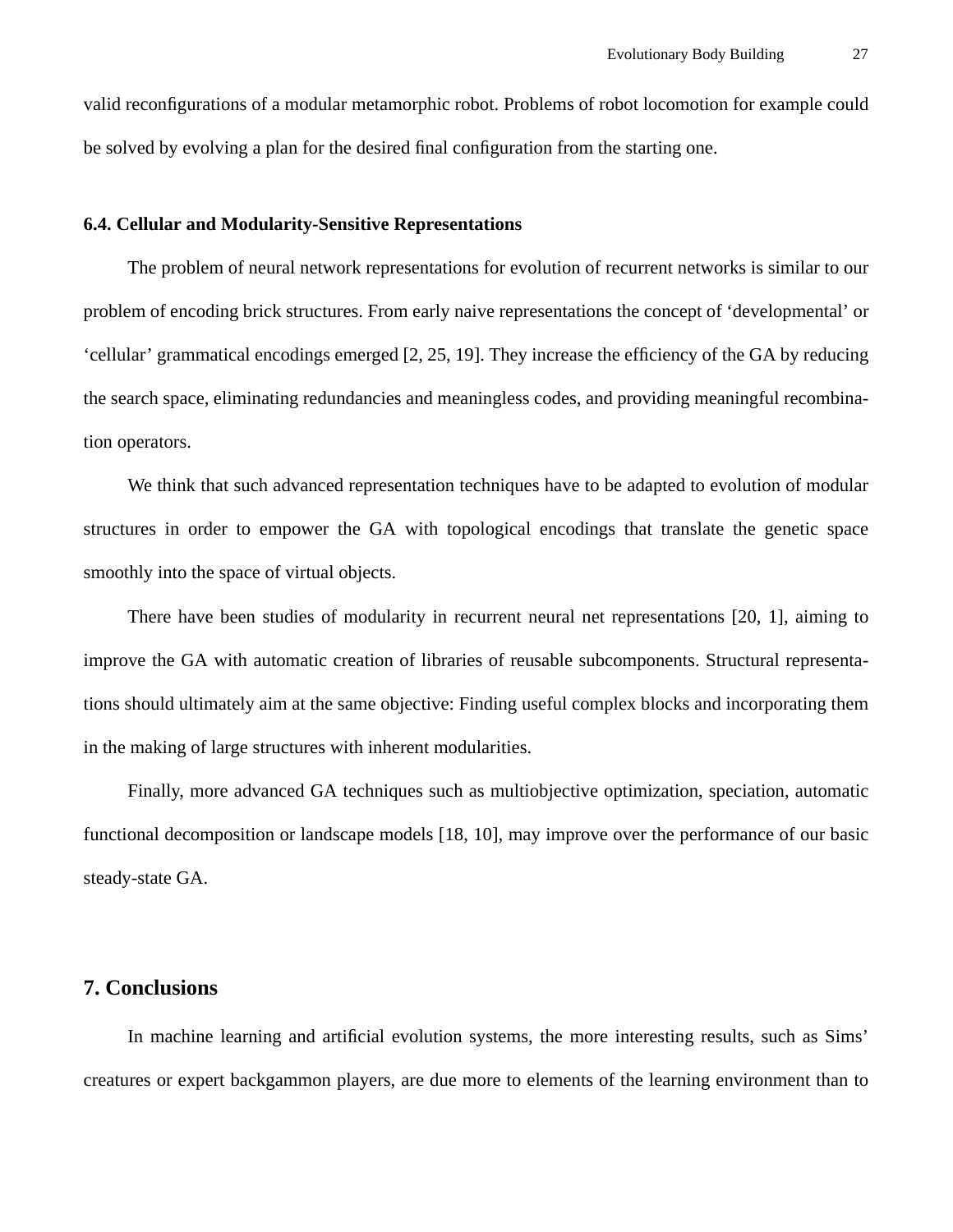valid reconfigurations of a modular metamorphic robot. Problems of robot locomotion for example could be solved by evolving a plan for the desired final configuration from the starting one.

### 6.4. Cellular and Modularity-Sensitive Representations

The problem of neural network representations for evolution of recurrent networks is similar to our problem of encoding brick structures. From early naive representations the concept of ‘developmental’ or ‘cellular’ grammatical encodings emerged [2, 25, 19]. They increase the efficiency of the GA by reducing the search space, eliminating redundancies and meaningless codes, and providing meaningful recombination operators.

We think that such advanced representation techniques have to be adapted to evolution of modular structures in order to empower the GA with topological encodings that translate the genetic space smoothly into the space of virtual objects.

There have been studies of modularity in recurrent neural net representations [20, 1], aiming to improve the GA with automatic creation of libraries of reusable subcomponents. Structural representations should ultimately aim at the same objective: Finding useful complex blocks and incorporating them in the making of large structures with inherent modularities.

Finally, more advanced GA techniques such as multiobjective optimization, speciation, automatic functional decomposition or landscape models [18, 10], may improve over the performance of our basic steady-state GA.

## 7. Conclusions

In machine learning and artificial evolution systems, the more interesting results, such as Sims’ creatures or expert backgammon players, are due more to elements of the learning environment than to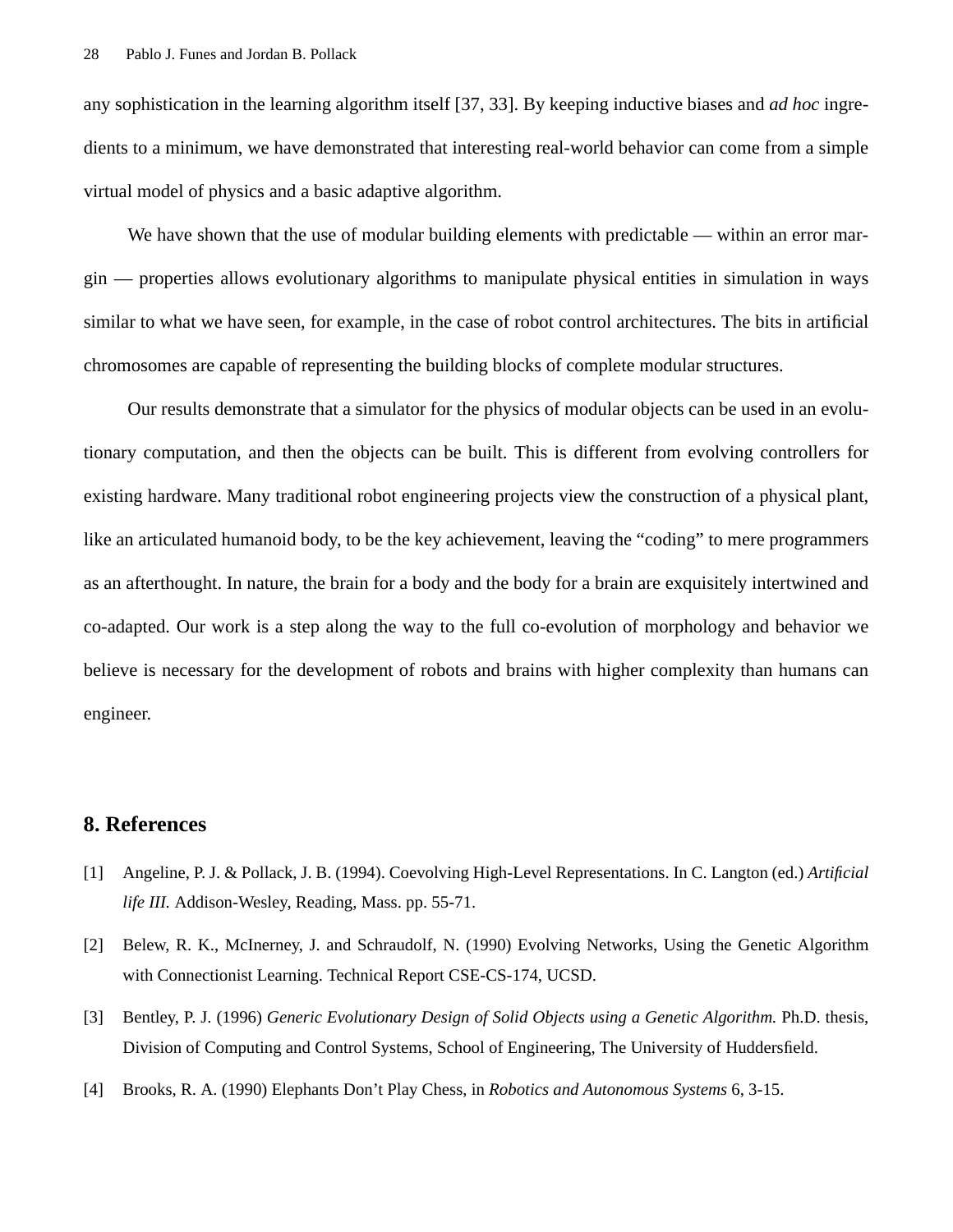any sophistication in the learning algorithm itself [37, 33]. By keeping inductive biases and *ad hoc* ingredients to a minimum, we have demonstrated that interesting real-world behavior can come from a simple virtual model of physics and a basic adaptive algorithm.

We have shown that the use of modular building elements with predictable — within an error margin — properties allows evolutionary algorithms to manipulate physical entities in simulation in ways similar to what we have seen, for example, in the case of robot control architectures. The bits in artificial chromosomes are capable of representing the building blocks of complete modular structures.

Our results demonstrate that a simulator for the physics of modular objects can be used in an evolutionary computation, and then the objects can be built. This is different from evolving controllers for existing hardware. Many traditional robot engineering projects view the construction of a physical plant, like an articulated humanoid body, to be the key achievement, leaving the "coding" to mere programmers as an afterthought. In nature, the brain for a body and the body for a brain are exquisitely intertwined and co-adapted. Our work is a step along the way to the full co-evolution of morphology and behavior we believe is necessary for the development of robots and brains with higher complexity than humans can engineer.

## 8. References

[1] Angeline, P. J. & Pollack, J. B. (1994). Coevolving High-Level Representations. In C. Langton (ed.) *Artificial life III.* Addison-Wesley, Reading, Mass. pp. 55-71.

[2] Belew, R. K., McInerney, J. and Schraudolf, N. (1990) Evolving Networks, Using the Genetic Algorithm with Connectionist Learning. Technical Report CSE-CS-174, UCSD.

[3] Bentley, P. J. (1996) *Generic Evolutionary Design of Solid Objects using a Genetic Algorithm.* Ph.D. thesis, Division of Computing and Control Systems, School of Engineering, The University of Huddersfield.

[4] Brooks, R. A. (1990) Elephants Don't Play Chess, in *Robotics and Autonomous Systems* 6, 3-15.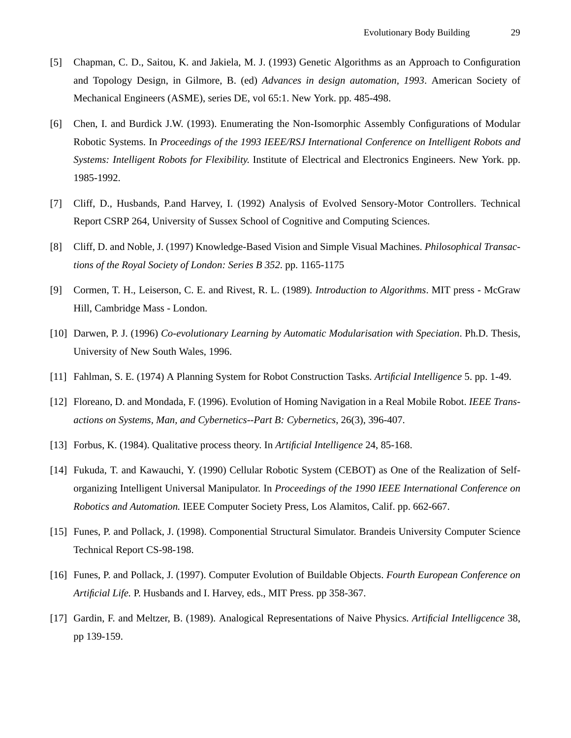[5] Chapman, C. D., Saitou, K. and Jakiela, M. J. (1993) Genetic Algorithms as an Approach to Configuration and Topology Design, in Gilmore, B. (ed) *Advances in design automation, 1993*. American Society of Mechanical Engineers (ASME), series DE, vol 65:1. New York. pp. 485-498.

[6] Chen, I. and Burdick J.W. (1993). Enumerating the Non-Isomorphic Assembly Configurations of Modular Robotic Systems. In *Proceedings of the 1993 IEEE/RSJ International Conference on Intelligent Robots and Systems: Intelligent Robots for Flexibility.* Institute of Electrical and Electronics Engineers. New York. pp. 1985-1992.

[7] Cliff, D., Husbands, P.and Harvey, I. (1992) Analysis of Evolved Sensory-Motor Controllers. Technical Report CSRP 264, University of Sussex School of Cognitive and Computing Sciences.

[8] Cliff, D. and Noble, J. (1997) Knowledge-Based Vision and Simple Visual Machines. *Philosophical Transactions of the Royal Society of London: Series B 352*. pp. 1165-1175

[9] Cormen, T. H., Leiserson, C. E. and Rivest, R. L. (1989). *Introduction to Algorithms*. MIT press - McGraw Hill, Cambridge Mass - London.

[10] Darwen, P. J. (1996) *Co-evolutionary Learning by Automatic Modularisation with Speciation*. Ph.D. Thesis, University of New South Wales, 1996.

[11] Fahlman, S. E. (1974) A Planning System for Robot Construction Tasks. *Artificial Intelligence* 5. pp. 1-49.

[12] Floreano, D. and Mondada, F. (1996). Evolution of Homing Navigation in a Real Mobile Robot. *IEEE Transactions on Systems, Man, and Cybernetics--Part B: Cybernetics*, 26(3), 396-407.

[13] Forbus, K. (1984). Qualitative process theory. In *Artificial Intelligence* 24, 85-168.

[14] Fukuda, T. and Kawauchi, Y. (1990) Cellular Robotic System (CEBOT) as One of the Realization of Self-organizing Intelligent Universal Manipulator. In *Proceedings of the 1990 IEEE International Conference on Robotics and Automation.* IEEE Computer Society Press, Los Alamitos, Calif. pp. 662-667.

[15] Funes, P. and Pollack, J. (1998). Componential Structural Simulator. Brandeis University Computer Science Technical Report CS-98-198.

[16] Funes, P. and Pollack, J. (1997). Computer Evolution of Buildable Objects. *Fourth European Conference on Artificial Life.* P. Husbands and I. Harvey, eds., MIT Press. pp 358-367.

[17] Gardin, F. and Meltzer, B. (1989). Analogical Representations of Naive Physics. *Artificial Intelligcence* 38, pp 139-159.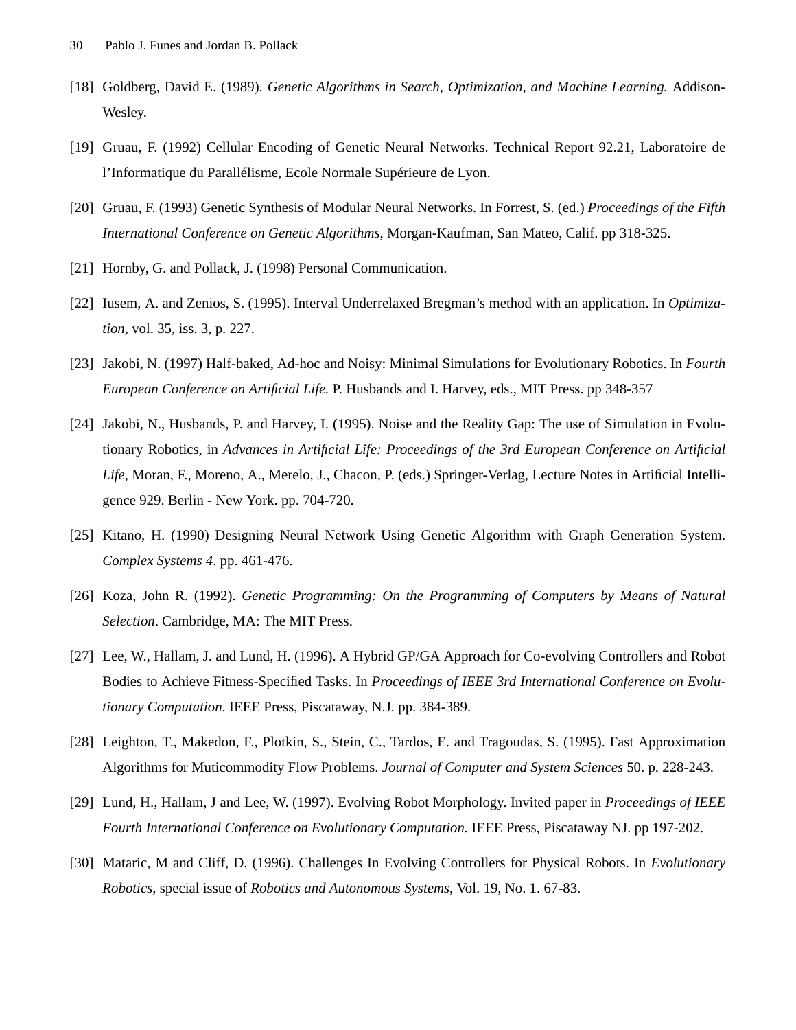[18] Goldberg, David E. (1989). *Genetic Algorithms in Search, Optimization, and Machine Learning.* Addison-Wesley.

[19] Gruau, F. (1992) Cellular Encoding of Genetic Neural Networks. Technical Report 92.21, Laboratoire de l'Informatique du Parallélisme, Ecole Normale Supérieure de Lyon.

[20] Gruau, F. (1993) Genetic Synthesis of Modular Neural Networks. In Forrest, S. (ed.) *Proceedings of the Fifth International Conference on Genetic Algorithms*, Morgan-Kaufman, San Mateo, Calif. pp 318-325.

[21] Hornby, G. and Pollack, J. (1998) Personal Communication.

[22] Iusem, A. and Zenios, S. (1995). Interval Underrelaxed Bregman's method with an application. In *Optimization*, vol. 35, iss. 3, p. 227.

[23] Jakobi, N. (1997) Half-baked, Ad-hoc and Noisy: Minimal Simulations for Evolutionary Robotics. In *Fourth European Conference on Artificial Life.* P. Husbands and I. Harvey, eds., MIT Press. pp 348-357

[24] Jakobi, N., Husbands, P. and Harvey, I. (1995). Noise and the Reality Gap: The use of Simulation in Evolutionary Robotics, in *Advances in Artificial Life: Proceedings of the 3rd European Conference on Artificial Life*, Moran, F., Moreno, A., Merelo, J., Chacon, P. (eds.) Springer-Verlag, Lecture Notes in Artificial Intelligence 929. Berlin - New York. pp. 704-720.

[25] Kitano, H. (1990) Designing Neural Network Using Genetic Algorithm with Graph Generation System. *Complex Systems 4*. pp. 461-476.

[26] Koza, John R. (1992). *Genetic Programming: On the Programming of Computers by Means of Natural Selection*. Cambridge, MA: The MIT Press.

[27] Lee, W., Hallam, J. and Lund, H. (1996). A Hybrid GP/GA Approach for Co-evolving Controllers and Robot Bodies to Achieve Fitness-Specified Tasks. In *Proceedings of IEEE 3rd International Conference on Evolutionary Computation*. IEEE Press, Piscataway, N.J. pp. 384-389.

[28] Leighton, T., Makedon, F., Plotkin, S., Stein, C., Tardos, E. and Tragoudas, S. (1995). Fast Approximation Algorithms for Muticommodity Flow Problems. *Journal of Computer and System Sciences* 50. p. 228-243.

[29] Lund, H., Hallam, J and Lee, W. (1997). Evolving Robot Morphology. Invited paper in *Proceedings of IEEE Fourth International Conference on Evolutionary Computation.* IEEE Press, Piscataway NJ. pp 197-202.

[30] Mataric, M and Cliff, D. (1996). Challenges In Evolving Controllers for Physical Robots. In *Evolutionary Robotics*, special issue of *Robotics and Autonomous Systems*, Vol. 19, No. 1. 67-83.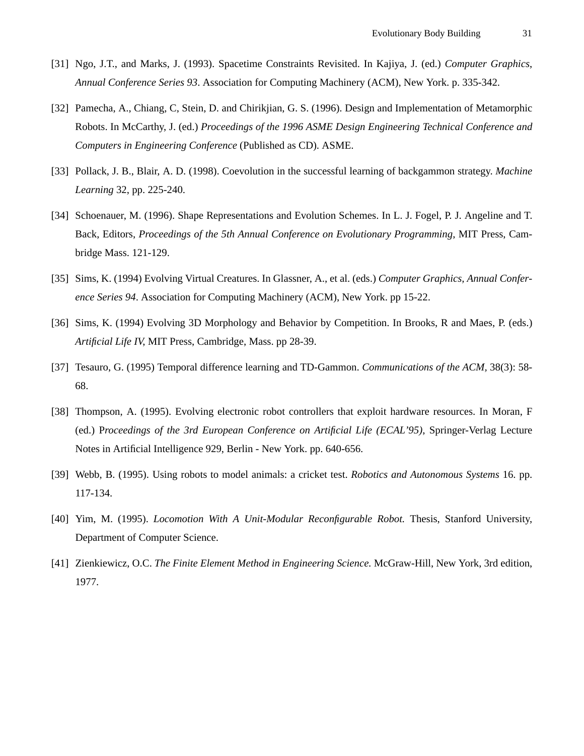[31] Ngo, J.T., and Marks, J. (1993). Spacetime Constraints Revisited. In Kajiya, J. (ed.) *Computer Graphics, Annual Conference Series 93*. Association for Computing Machinery (ACM), New York. p. 335-342.

[32] Pamecha, A., Chiang, C, Stein, D. and Chirikjian, G. S. (1996). Design and Implementation of Metamorphic Robots. In McCarthy, J. (ed.) *Proceedings of the 1996 ASME Design Engineering Technical Conference and Computers in Engineering Conference* (Published as CD). ASME.

[33] Pollack, J. B., Blair, A. D. (1998). Coevolution in the successful learning of backgammon strategy. *Machine Learning* 32, pp. 225-240.

[34] Schoenauer, M. (1996). Shape Representations and Evolution Schemes. In L. J. Fogel, P. J. Angeline and T. Back, Editors, *Proceedings of the 5th Annual Conference on Evolutionary Programming*, MIT Press, Cambridge Mass. 121-129.

[35] Sims, K. (1994) Evolving Virtual Creatures. In Glassner, A., et al. (eds.) *Computer Graphics, Annual Conference Series 94*. Association for Computing Machinery (ACM), New York. pp 15-22.

[36] Sims, K. (1994) Evolving 3D Morphology and Behavior by Competition. In Brooks, R and Maes, P. (eds.) *Artificial Life IV,* MIT Press, Cambridge, Mass. pp 28-39.

[37] Tesauro, G. (1995) Temporal difference learning and TD-Gammon. *Communications of the ACM*, 38(3): 58-68.

[38] Thompson, A. (1995). Evolving electronic robot controllers that exploit hardware resources. In Moran, F (ed.) P*roceedings of the 3rd European Conference on Artificial Life (ECAL'95)*, Springer-Verlag Lecture Notes in Artificial Intelligence 929, Berlin - New York. pp. 640-656.

[39] Webb, B. (1995). Using robots to model animals: a cricket test. *Robotics and Autonomous Systems* 16. pp. 117-134.

[40] Yim, M. (1995). *Locomotion With A Unit-Modular Reconfigurable Robot.* Thesis, Stanford University, Department of Computer Science.

[41] Zienkiewicz, O.C. *The Finite Element Method in Engineering Science.* McGraw-Hill, New York, 3rd edition, 1977.